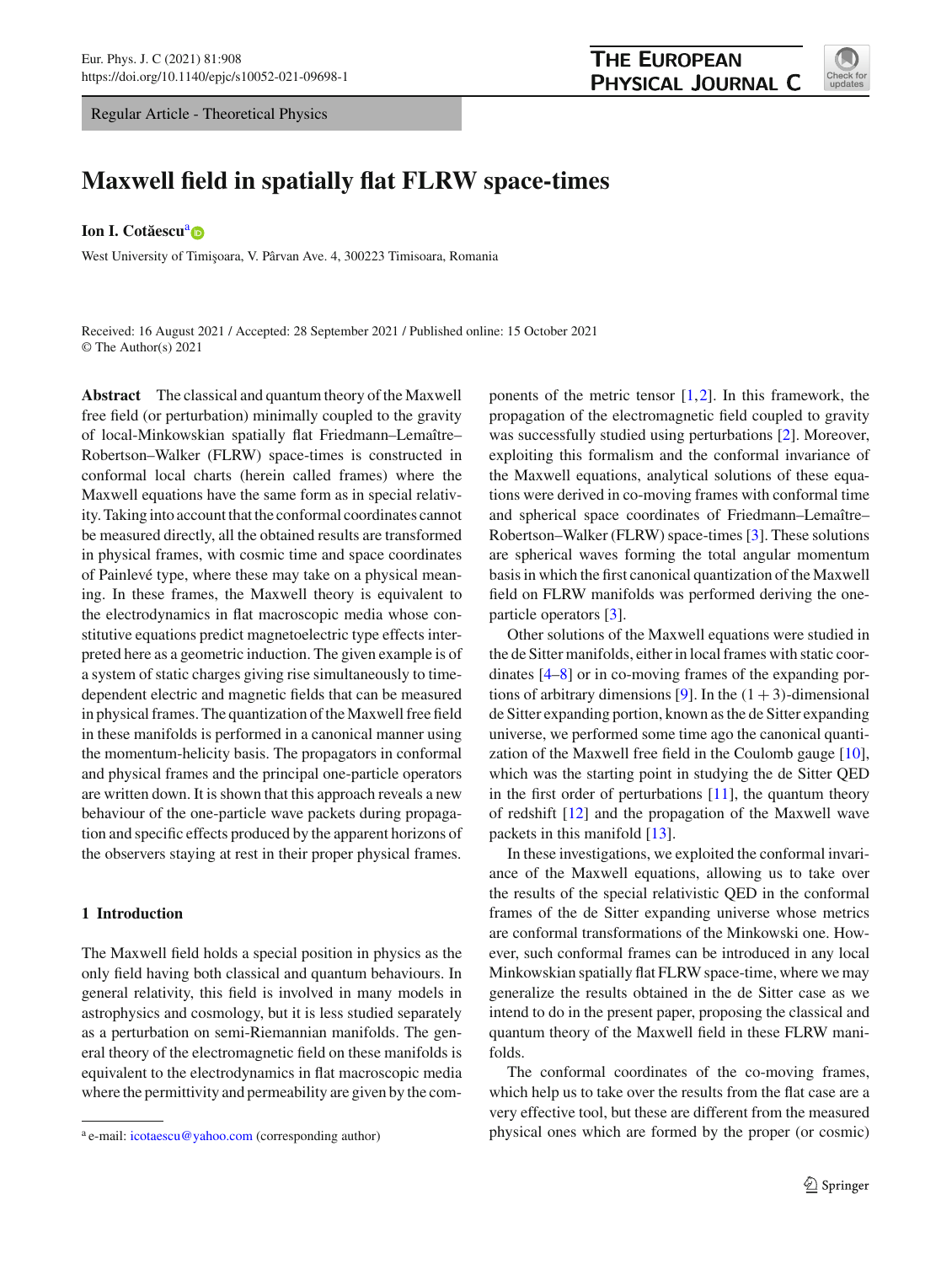Regular Article - Theoretical Physics

# Maxwell field in spatially flat FLRW space-times

**Ion I. Cotăescu**[a]

West University of Timişoara, V. Pârvan Ave. 4, 300223 Timisoara, Romania

Received: 16 August 2021 / Accepted: 28 September 2021 / Published online: 15 October 2021
© The Author(s) 2021

**Abstract** The classical and quantum theory of the Maxwell free field (or perturbation) minimally coupled to the gravity of local-Minkowskian spatially flat Friedmann–Lemaître–Robertson–Walker (FLRW) space-times is constructed in conformal local charts (herein called frames) where the Maxwell equations have the same form as in special relativity. Taking into account that the conformal coordinates cannot be measured directly, all the obtained results are transformed in physical frames, with cosmic time and space coordinates of Painlevé type, where these may take on a physical meaning. In these frames, the Maxwell theory is equivalent to the electrodynamics in flat macroscopic media whose constitutive equations predict magnetoelectric type effects interpreted here as a geometric induction. The given example is of a system of static charges giving rise simultaneously to time-dependent electric and magnetic fields that can be measured in physical frames. The quantization of the Maxwell free field in these manifolds is performed in a canonical manner using the momentum-helicity basis. The propagators in conformal and physical frames and the principal one-particle operators are written down. It is shown that this approach reveals a new behaviour of the one-particle wave packets during propagation and specific effects produced by the apparent horizons of the observers staying at rest in their proper physical frames.

## 1 Introduction

The Maxwell field holds a special position in physics as the only field having both classical and quantum behaviours. In general relativity, this field is involved in many models in astrophysics and cosmology, but it is less studied separately as a perturbation on semi-Riemannian manifolds. The general theory of the electromagnetic field on these manifolds is equivalent to the electrodynamics in flat macroscopic media where the permittivity and permeability are given by the components of the metric tensor [1,2]. In this framework, the propagation of the electromagnetic field coupled to gravity was successfully studied using perturbations [2]. Moreover, exploiting this formalism and the conformal invariance of the Maxwell equations, analytical solutions of these equations were derived in co-moving frames with conformal time and spherical space coordinates of Friedmann–Lemaître–Robertson–Walker (FLRW) space-times [3]. These solutions are spherical waves forming the total angular momentum basis in which the first canonical quantization of the Maxwell field on FLRW manifolds was performed deriving the one-particle operators [3].

Other solutions of the Maxwell equations were studied in the de Sitter manifolds, either in local frames with static coordinates [4–8] or in co-moving frames of the expanding portions of arbitrary dimensions [9]. In the $(1+3)$-dimensional de Sitter expanding portion, known as the de Sitter expanding universe, we performed some time ago the canonical quantization of the Maxwell free field in the Coulomb gauge [10], which was the starting point in studying the de Sitter QED in the first order of perturbations [11], the quantum theory of redshift [12] and the propagation of the Maxwell wave packets in this manifold [13].

In these investigations, we exploited the conformal invariance of the Maxwell equations, allowing us to take over the results of the special relativistic QED in the conformal frames of the de Sitter expanding universe whose metrics are conformal transformations of the Minkowski one. However, such conformal frames can be introduced in any local Minkowskian spatially flat FLRW space-time, where we may generalize the results obtained in the de Sitter case as we intend to do in the present paper, proposing the classical and quantum theory of the Maxwell field in these FLRW manifolds.

The conformal coordinates of the co-moving frames, which help us to take over the results from the flat case are a very effective tool, but these are different from the measured physical ones which are formed by the proper (or cosmic)

---

[a] e-mail: icotaescu@yahoo.com (corresponding author)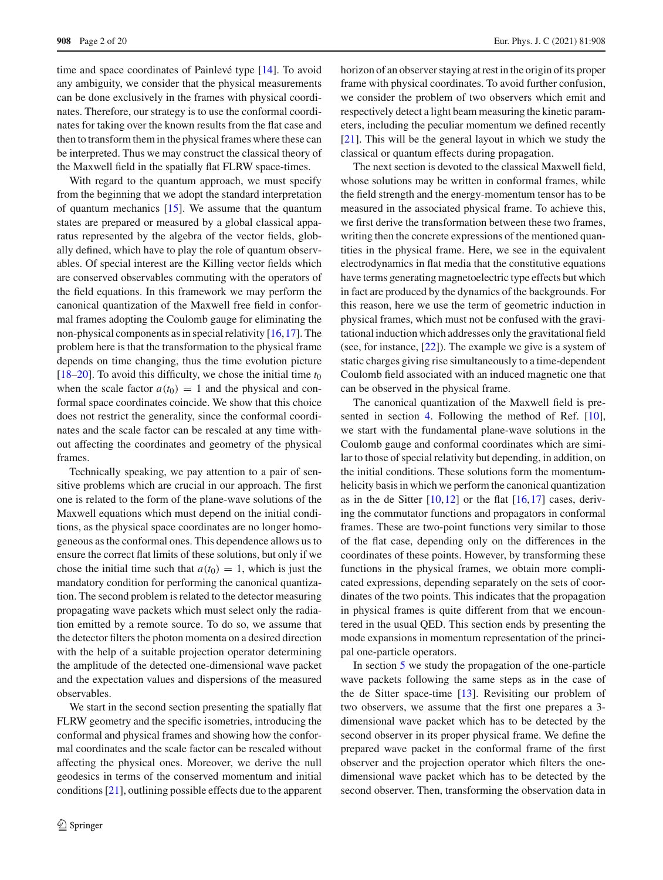time and space coordinates of Painlevé type [14]. To avoid any ambiguity, we consider that the physical measurements can be done exclusively in the frames with physical coordinates. Therefore, our strategy is to use the conformal coordinates for taking over the known results from the flat case and then to transform them in the physical frames where these can be interpreted. Thus we may construct the classical theory of the Maxwell field in the spatially flat FLRW space-times.

With regard to the quantum approach, we must specify from the beginning that we adopt the standard interpretation of quantum mechanics [15]. We assume that the quantum states are prepared or measured by a global classical apparatus represented by the algebra of the vector fields, globally defined, which have to play the role of quantum observables. Of special interest are the Killing vector fields which are conserved observables commuting with the operators of the field equations. In this framework we may perform the canonical quantization of the Maxwell free field in conformal frames adopting the Coulomb gauge for eliminating the non-physical components as in special relativity [16,17]. The problem here is that the transformation to the physical frame depends on time changing, thus the time evolution picture [18–20]. To avoid this difficulty, we chose the initial time $t_0$ when the scale factor $a(t_0) = 1$ and the physical and conformal space coordinates coincide. We show that this choice does not restrict the generality, since the conformal coordinates and the scale factor can be rescaled at any time without affecting the coordinates and geometry of the physical frames.

Technically speaking, we pay attention to a pair of sensitive problems which are crucial in our approach. The first one is related to the form of the plane-wave solutions of the Maxwell equations which must depend on the initial conditions, as the physical space coordinates are no longer homogeneous as the conformal ones. This dependence allows us to ensure the correct flat limits of these solutions, but only if we chose the initial time such that $a(t_0) = 1$, which is just the mandatory condition for performing the canonical quantization. The second problem is related to the detector measuring propagating wave packets which must select only the radiation emitted by a remote source. To do so, we assume that the detector filters the photon momenta on a desired direction with the help of a suitable projection operator determining the amplitude of the detected one-dimensional wave packet and the expectation values and dispersions of the measured observables.

We start in the second section presenting the spatially flat FLRW geometry and the specific isometries, introducing the conformal and physical frames and showing how the conformal coordinates and the scale factor can be rescaled without affecting the physical ones. Moreover, we derive the null geodesics in terms of the conserved momentum and initial conditions [21], outlining possible effects due to the apparent horizon of an observer staying at rest in the origin of its proper frame with physical coordinates. To avoid further confusion, we consider the problem of two observers which emit and respectively detect a light beam measuring the kinetic parameters, including the peculiar momentum we defined recently [21]. This will be the general layout in which we study the classical or quantum effects during propagation.

The next section is devoted to the classical Maxwell field, whose solutions may be written in conformal frames, while the field strength and the energy-momentum tensor has to be measured in the associated physical frame. To achieve this, we first derive the transformation between these two frames, writing then the concrete expressions of the mentioned quantities in the physical frame. Here, we see in the equivalent electrodynamics in flat media that the constitutive equations have terms generating magnetoelectric type effects but which in fact are produced by the dynamics of the backgrounds. For this reason, here we use the term of geometric induction in physical frames, which must not be confused with the gravitational induction which addresses only the gravitational field (see, for instance, [22]). The example we give is a system of static charges giving rise simultaneously to a time-dependent Coulomb field associated with an induced magnetic one that can be observed in the physical frame.

The canonical quantization of the Maxwell field is presented in section 4. Following the method of Ref. [10], we start with the fundamental plane-wave solutions in the Coulomb gauge and conformal coordinates which are similar to those of special relativity but depending, in addition, on the initial conditions. These solutions form the momentum-helicity basis in which we perform the canonical quantization as in the de Sitter [10,12] or the flat [16,17] cases, deriving the commutator functions and propagators in conformal frames. These are two-point functions very similar to those of the flat case, depending only on the differences in the coordinates of these points. However, by transforming these functions in the physical frames, we obtain more complicated expressions, depending separately on the sets of coordinates of the two points. This indicates that the propagation in physical frames is quite different from that we encountered in the usual QED. This section ends by presenting the mode expansions in momentum representation of the principal one-particle operators.

In section 5 we study the propagation of the one-particle wave packets following the same steps as in the case of the de Sitter space-time [13]. Revisiting our problem of two observers, we assume that the first one prepares a 3-dimensional wave packet which has to be detected by the second observer in its proper physical frame. We define the prepared wave packet in the conformal frame of the first observer and the projection operator which filters the one-dimensional wave packet which has to be detected by the second observer. Then, transforming the observation data in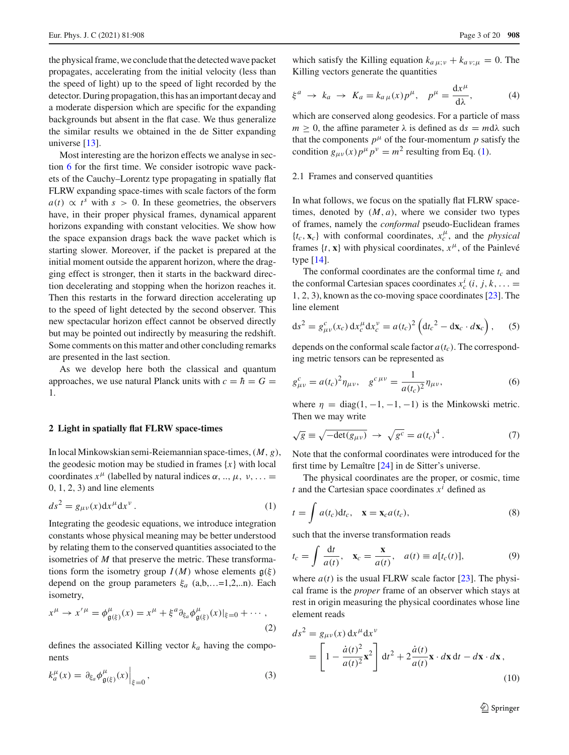the physical frame, we conclude that the detected wave packet propagates, accelerating from the initial velocity (less than the speed of light) up to the speed of light recorded by the detector. During propagation, this has an important decay and a moderate dispersion which are specific for the expanding backgrounds but absent in the flat case. We thus generalize the similar results we obtained in the de Sitter expanding universe [13].

Most interesting are the horizon effects we analyse in section 6 for the first time. We consider isotropic wave packets of the Cauchy–Lorentz type propagating in spatially flat FLRW expanding space-times with scale factors of the form $a(t) \propto t^s$ with $s > 0$. In these geometries, the observers have, in their proper physical frames, dynamical apparent horizons expanding with constant velocities. We show how the space expansion drags back the wave packet which is starting slower. Moreover, if the packet is prepared at the initial moment outside the apparent horizon, where the dragging effect is stronger, then it starts in the backward direction decelerating and stopping when the horizon reaches it. Then this restarts in the forward direction accelerating up to the speed of light detected by the second observer. This new spectacular horizon effect cannot be observed directly but may be pointed out indirectly by measuring the redshift. Some comments on this matter and other concluding remarks are presented in the last section.

As we develop here both the classical and quantum approaches, we use natural Planck units with $c = \hbar = G = 1$.

## 2 Light in spatially flat FLRW space-times

In local Minkowskian semi-Reiemannian space-times, $(M, g)$, the geodesic motion may be studied in frames $\{x\}$ with local coordinates $x^\mu$ (labelled by natural indices $\alpha, .., \mu, \nu, \ldots = 0, 1, 2, 3$) and line elements

$$ds^2 = g_{\mu\nu}(x)\mathrm{d}x^\mu \mathrm{d}x^\nu \,. \tag{1}$$

Integrating the geodesic equations, we introduce integration constants whose physical meaning may be better understood by relating them to the conserved quantities associated to the isometries of $M$ that preserve the metric. These transformations form the isometry group $I(M)$ whose elements $\mathfrak{g}(\xi)$ depend on the group parameters $\xi_a$ (a,b,…=1,2,..n). Each isometry,

$$x^\mu \to x'^\mu = \phi^\mu_{\mathfrak{g}(\xi)}(x) = x^\mu + \xi^a \partial_{\xi_a} \phi^\mu_{\mathfrak{g}(\xi)}(x)|_{\xi=0} + \cdots \,, \tag{2}$$

defines the associated Killing vector $k_a$ having the components

$$k^\mu_a(x) = \partial_{\xi_a} \phi^\mu_{\mathfrak{g}(\xi)}(x)\Big|_{\xi=0} \,, \tag{3}$$

which satisfy the Killing equation $k_{a\,\mu;\nu} + k_{a\,\nu;\mu} = 0$. The Killing vectors generate the quantities

$$\xi^a \;\to\; k_a \;\to\; K_a = k_{a\,\mu}(x) p^\mu, \quad p^\mu = \frac{\mathrm{d}x^\mu}{\mathrm{d}\lambda}, \tag{4}$$

which are conserved along geodesics. For a particle of mass $m \geq 0$, the affine parameter $\lambda$ is defined as $\mathrm{d}s = m\mathrm{d}\lambda$ such that the components $p^\mu$ of the four-momentum $p$ satisfy the condition $g_{\mu\nu}(x)p^\mu p^\nu = m^2$ resulting from Eq. (1).

### 2.1 Frames and conserved quantities

In what follows, we focus on the spatially flat FLRW space-times, denoted by $(M, a)$, where we consider two types of frames, namely the *conformal* pseudo-Euclidean frames $\{t_c, \mathbf{x}_c\}$ with conformal coordinates, $x^\mu_c$, and the *physical* frames $\{t, \mathbf{x}\}$ with physical coordinates, $x^\mu$, of the Painlevé type [14].

The conformal coordinates are the conformal time $t_c$ and the conformal Cartesian spaces coordinates $x^i_c$ $(i, j, k, \ldots = 1, 2, 3)$, known as the co-moving space coordinates [23]. The line element

$$\mathrm{d}s^2 = g^c_{\mu\nu}(x_c)\,\mathrm{d}x^\mu_c \mathrm{d}x^\nu_c = a(t_c)^2 \left(\mathrm{d}{t_c}^2 - \mathrm{d}\mathbf{x}_c \cdot d\mathbf{x}_c\right), \tag{5}$$

depends on the conformal scale factor $a(t_c)$. The corresponding metric tensors can be represented as

$$g^c_{\mu\nu} = a(t_c)^2 \eta_{\mu\nu}, \quad g^{c\,\mu\nu} = \frac{1}{a(t_c)^2}\eta_{\mu\nu}, \tag{6}$$

where $\eta = \mathrm{diag}(1, -1, -1, -1)$ is the Minkowski metric. Then we may write

$$\sqrt{g} \equiv \sqrt{-\det(g_{\mu\nu})} \;\to\; \sqrt{g^c} = a(t_c)^4 \,. \tag{7}$$

Note that the conformal coordinates were introduced for the first time by Lemaître [24] in de Sitter's universe.

The physical coordinates are the proper, or cosmic, time $t$ and the Cartesian space coordinates $x^i$ defined as

$$t = \int a(t_c)\mathrm{d}t_c, \quad \mathbf{x} = \mathbf{x}_c a(t_c), \tag{8}$$

such that the inverse transformation reads

$$t_c = \int \frac{\mathrm{d}t}{a(t)}, \quad \mathbf{x}_c = \frac{\mathbf{x}}{a(t)}, \quad a(t) \equiv a[t_c(t)], \tag{9}$$

where $a(t)$ is the usual FLRW scale factor [23]. The physical frame is the *proper* frame of an observer which stays at rest in origin measuring the physical coordinates whose line element reads

$$\begin{aligned} ds^2 &= g_{\mu\nu}(x)\,\mathrm{d}x^\mu \mathrm{d}x^\nu \\ &= \left[1 - \frac{\dot{a}(t)^2}{a(t)^2}\mathbf{x}^2\right]\mathrm{d}t^2 + 2\frac{\dot{a}(t)}{a(t)}\mathbf{x}\cdot d\mathbf{x}\,\mathrm{d}t - d\mathbf{x}\cdot d\mathbf{x}\,, \end{aligned} \tag{10}$$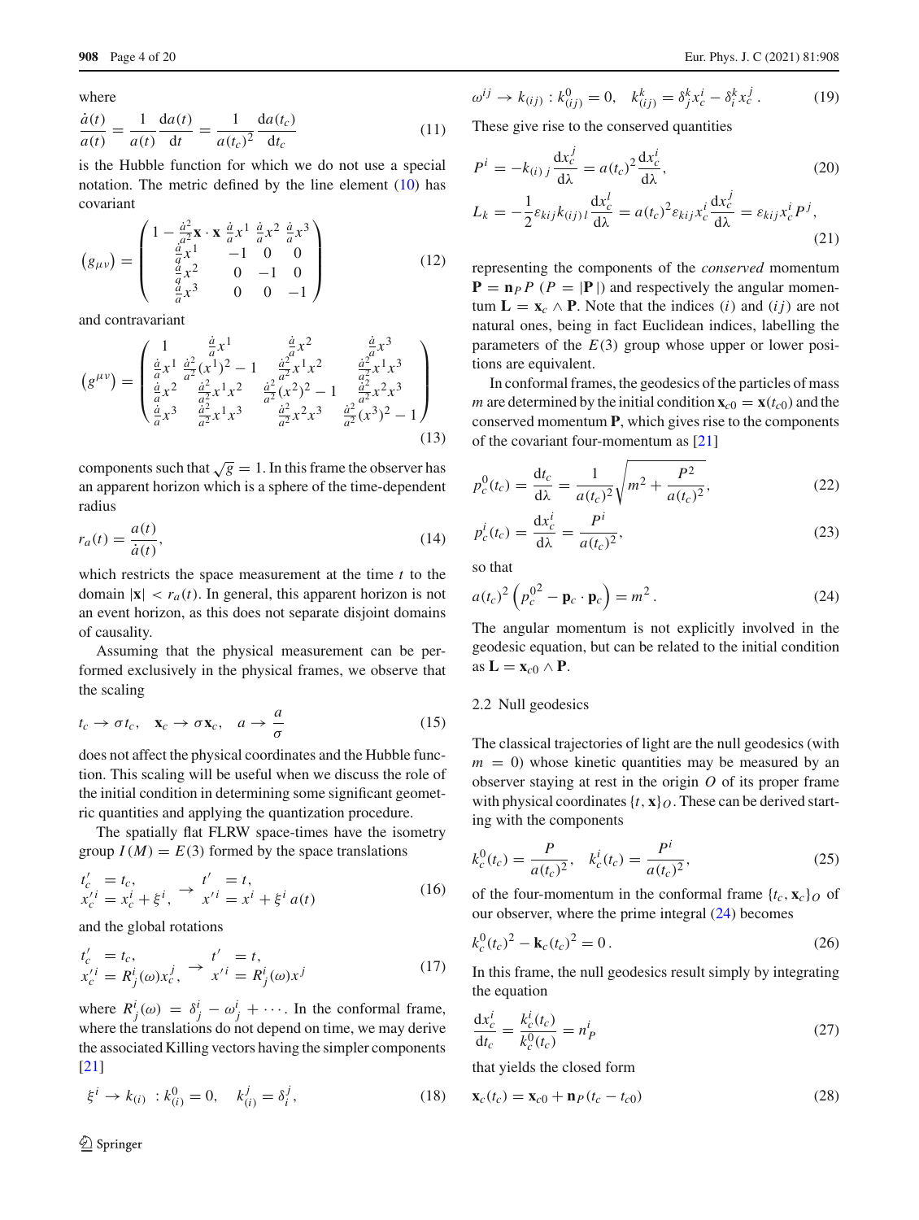where

$$\frac{\dot{a}(t)}{a(t)} = \frac{1}{a(t)}\frac{\mathrm{d}a(t)}{\mathrm{d}t} = \frac{1}{a(t_c)^2}\frac{\mathrm{d}a(t_c)}{\mathrm{d}t_c} \tag{11}$$

is the Hubble function for which we do not use a special notation. The metric defined by the line element (10) has covariant

$$\left(g_{\mu\nu}\right) = \begin{pmatrix} 1-\frac{\dot{a}^2}{a^2}\mathbf{x}\cdot\mathbf{x} & \frac{\dot{a}}{a}x^1 & \frac{\dot{a}}{a}x^2 & \frac{\dot{a}}{a}x^3 \\ \frac{\dot{a}}{a}x^1 & -1 & 0 & 0 \\ \frac{\dot{a}}{a}x^2 & 0 & -1 & 0 \\ \frac{\dot{a}}{a}x^3 & 0 & 0 & -1 \end{pmatrix} \tag{12}$$

and contravariant

$$\left(g^{\mu\nu}\right) = \begin{pmatrix} 1 & \frac{\dot{a}}{a}x^1 & \frac{\dot{a}}{a}x^2 & \frac{\dot{a}}{a}x^3 \\ \frac{\dot{a}}{a}x^1 & \frac{\dot{a}^2}{a^2}(x^1)^2-1 & \frac{\dot{a}^2}{a^2}x^1x^2 & \frac{\dot{a}^2}{a^2}x^1x^3 \\ \frac{\dot{a}}{a}x^2 & \frac{\dot{a}^2}{a^2}x^1x^2 & \frac{\dot{a}^2}{a^2}(x^2)^2-1 & \frac{\dot{a}^2}{a^2}x^2x^3 \\ \frac{\dot{a}}{a}x^3 & \frac{\dot{a}^2}{a^2}x^1x^3 & \frac{\dot{a}^2}{a^2}x^2x^3 & \frac{\dot{a}^2}{a^2}(x^3)^2-1 \end{pmatrix} \tag{13}$$

components such that $\sqrt{g}=1$. In this frame the observer has an apparent horizon which is a sphere of the time-dependent radius

$$r_a(t) = \frac{a(t)}{\dot{a}(t)}, \tag{14}$$

which restricts the space measurement at the time $t$ to the domain $|\mathbf{x}| < r_a(t)$. In general, this apparent horizon is not an event horizon, as this does not separate disjoint domains of causality.

Assuming that the physical measurement can be performed exclusively in the physical frames, we observe that the scaling

$$t_c \to \sigma t_c, \quad \mathbf{x}_c \to \sigma \mathbf{x}_c, \quad a \to \frac{a}{\sigma} \tag{15}$$

does not affect the physical coordinates and the Hubble function. This scaling will be useful when we discuss the role of the initial condition in determining some significant geometric quantities and applying the quantization procedure.

The spatially flat FLRW space-times have the isometry group $I(M)=E(3)$ formed by the space translations

$$\begin{array}{ll} t_c' &= t_c, \\ x_c'^i &= x_c^i + \xi^i, \end{array} \to \begin{array}{ll} t' &= t, \\ x'^i &= x^i + \xi^i\, a(t) \end{array} \tag{16}$$

and the global rotations

$$\begin{array}{ll} t_c' &= t_c, \\ x_c'^i &= R^i_j(\omega) x_c^j, \end{array} \to \begin{array}{ll} t' &= t, \\ x'^i &= R^i_j(\omega) x^j \end{array} \tag{17}$$

where $R^i_j(\omega) = \delta^i_j - \omega^i_j + \cdots$. In the conformal frame, where the translations do not depend on time, we may derive the associated Killing vectors having the simpler components [21]

$$\xi^i \to k_{(i)} \ : k^0_{(i)} = 0, \quad k^j_{(i)} = \delta^j_i, \tag{18}$$

$$\omega^{ij} \to k_{(ij)} : k^0_{(ij)} = 0, \quad k^k_{(ij)} = \delta^k_j x^i_c - \delta^k_i x^j_c\,. \tag{19}$$

These give rise to the conserved quantities

$$P^i = -k_{(i)\,j}\frac{\mathrm{d}x^j_c}{\mathrm{d}\lambda} = a(t_c)^2 \frac{\mathrm{d}x^i_c}{\mathrm{d}\lambda}, \tag{20}$$

$$L_k = -\frac{1}{2}\varepsilon_{kij}k_{(ij)\,l}\frac{\mathrm{d}x^l_c}{\mathrm{d}\lambda} = a(t_c)^2 \varepsilon_{kij} x^i_c \frac{\mathrm{d}x^j_c}{\mathrm{d}\lambda} = \varepsilon_{kij} x^i_c P^j, \tag{21}$$

representing the components of the *conserved* momentum $\mathbf{P} = \mathbf{n}_P P$ ($P = |\mathbf{P}|$) and respectively the angular momentum $\mathbf{L} = \mathbf{x}_c \wedge \mathbf{P}$. Note that the indices $(i)$ and $(ij)$ are not natural ones, being in fact Euclidean indices, labelling the parameters of the $E(3)$ group whose upper or lower positions are equivalent.

In conformal frames, the geodesics of the particles of mass $m$ are determined by the initial condition $\mathbf{x}_{c0} = \mathbf{x}(t_{c0})$ and the conserved momentum $\mathbf{P}$, which gives rise to the components of the covariant four-momentum as [21]

$$p^0_c(t_c) = \frac{\mathrm{d}t_c}{\mathrm{d}\lambda} = \frac{1}{a(t_c)^2}\sqrt{m^2 + \frac{P^2}{a(t_c)^2}}, \tag{22}$$

$$p^i_c(t_c) = \frac{\mathrm{d}x^i_c}{\mathrm{d}\lambda} = \frac{P^i}{a(t_c)^2}, \tag{23}$$

so that

$$a(t_c)^2\left({p^0_c}^2 - \mathbf{p}_c\cdot\mathbf{p}_c\right) = m^2\,. \tag{24}$$

The angular momentum is not explicitly involved in the geodesic equation, but can be related to the initial condition as $\mathbf{L} = \mathbf{x}_{c0} \wedge \mathbf{P}$.

### 2.2 Null geodesics

The classical trajectories of light are the null geodesics (with $m = 0$) whose kinetic quantities may be measured by an observer staying at rest in the origin $O$ of its proper frame with physical coordinates $\{t, \mathbf{x}\}_O$. These can be derived starting with the components

$$k^0_c(t_c) = \frac{P}{a(t_c)^2}, \quad k^i_c(t_c) = \frac{P^i}{a(t_c)^2}, \tag{25}$$

of the four-momentum in the conformal frame $\{t_c, \mathbf{x}_c\}_O$ of our observer, where the prime integral (24) becomes

$$k^0_c(t_c)^2 - \mathbf{k}_c(t_c)^2 = 0\,. \tag{26}$$

In this frame, the null geodesics result simply by integrating the equation

$$\frac{\mathrm{d}x^i_c}{\mathrm{d}t_c} = \frac{k^i_c(t_c)}{k^0_c(t_c)} = n^i_P \tag{27}$$

that yields the closed form

$$\mathbf{x}_c(t_c) = \mathbf{x}_{c0} + \mathbf{n}_P(t_c - t_{c0}) \tag{28}$$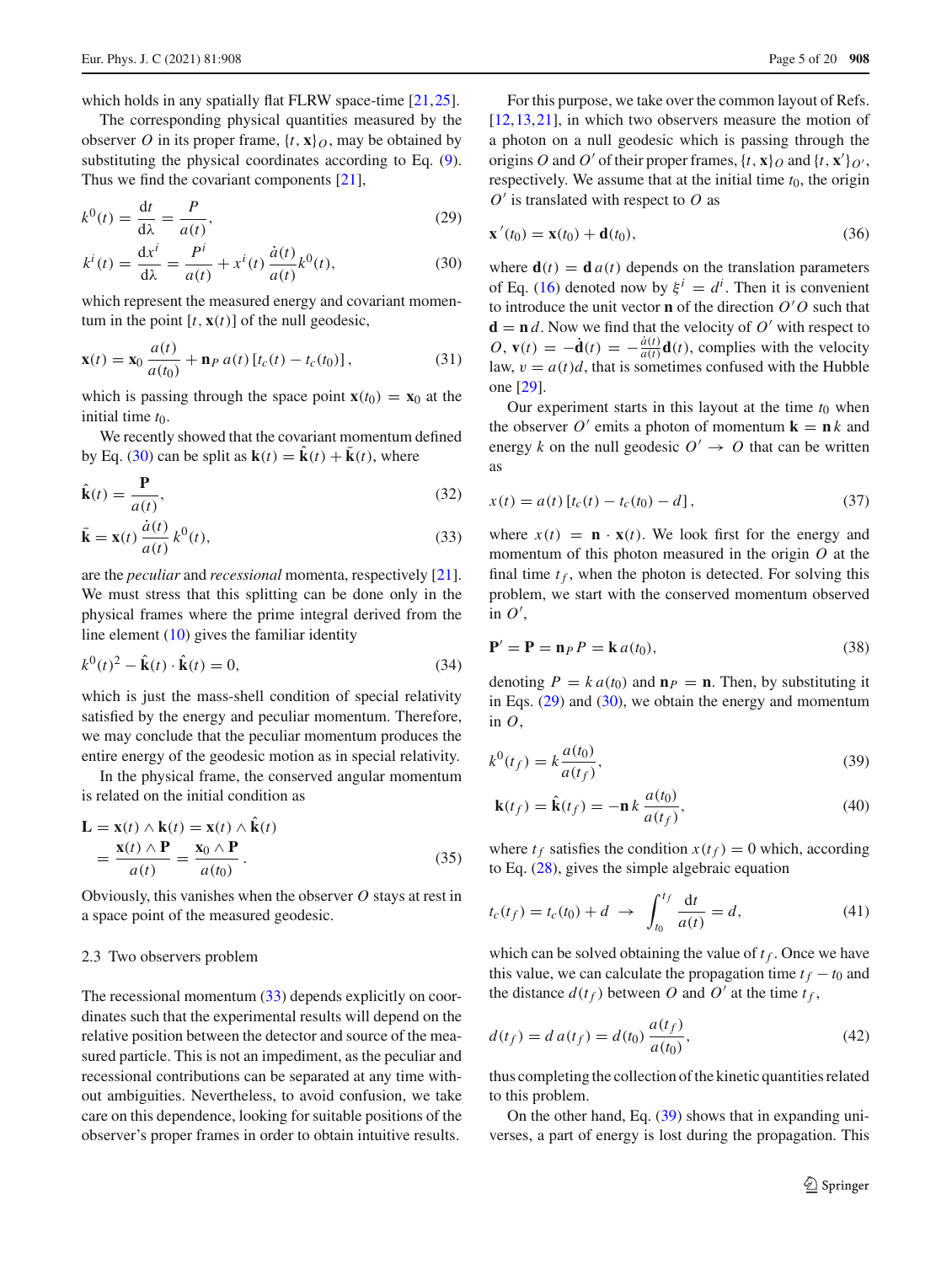which holds in any spatially flat FLRW space-time [21,25].

The corresponding physical quantities measured by the observer $O$ in its proper frame, $\{t, \mathbf{x}\}_O$, may be obtained by substituting the physical coordinates according to Eq. (9). Thus we find the covariant components [21],

$$k^0(t) = \frac{\mathrm{d}t}{\mathrm{d}\lambda} = \frac{P}{a(t)}, \tag{29}$$

$$k^i(t) = \frac{\mathrm{d}x^i}{\mathrm{d}\lambda} = \frac{P^i}{a(t)} + x^i(t)\,\frac{\dot{a}(t)}{a(t)}k^0(t), \tag{30}$$

which represent the measured energy and covariant momentum in the point $[t, \mathbf{x}(t)]$ of the null geodesic,

$$\mathbf{x}(t) = \mathbf{x}_0\,\frac{a(t)}{a(t_0)} + \mathbf{n}_P\, a(t)\,[t_c(t) - t_c(t_0)]\,, \tag{31}$$

which is passing through the space point $\mathbf{x}(t_0) = \mathbf{x}_0$ at the initial time $t_0$.

We recently showed that the covariant momentum defined by Eq. (30) can be split as $\mathbf{k}(t) = \hat{\mathbf{k}}(t) + \bar{\mathbf{k}}(t)$, where

$$\hat{\mathbf{k}}(t) = \frac{\mathbf{P}}{a(t)}, \tag{32}$$

$$\bar{\mathbf{k}} = \mathbf{x}(t)\,\frac{\dot{a}(t)}{a(t)}\,k^0(t), \tag{33}$$

are the *peculiar* and *recessional* momenta, respectively [21]. We must stress that this splitting can be done only in the physical frames where the prime integral derived from the line element (10) gives the familiar identity

$$k^0(t)^2 - \hat{\mathbf{k}}(t)\cdot\hat{\mathbf{k}}(t) = 0, \tag{34}$$

which is just the mass-shell condition of special relativity satisfied by the energy and peculiar momentum. Therefore, we may conclude that the peculiar momentum produces the entire energy of the geodesic motion as in special relativity.

In the physical frame, the conserved angular momentum is related on the initial condition as

$$\begin{aligned}\mathbf{L} &= \mathbf{x}(t)\wedge\mathbf{k}(t) = \mathbf{x}(t)\wedge\hat{\mathbf{k}}(t)\\ &= \frac{\mathbf{x}(t)\wedge\mathbf{P}}{a(t)} = \frac{\mathbf{x}_0\wedge\mathbf{P}}{a(t_0)}\,.\end{aligned} \tag{35}$$

Obviously, this vanishes when the observer $O$ stays at rest in a space point of the measured geodesic.

### 2.3 Two observers problem

The recessional momentum (33) depends explicitly on coordinates such that the experimental results will depend on the relative position between the detector and source of the measured particle. This is not an impediment, as the peculiar and recessional contributions can be separated at any time without ambiguities. Nevertheless, to avoid confusion, we take care on this dependence, looking for suitable positions of the observer's proper frames in order to obtain intuitive results.

For this purpose, we take over the common layout of Refs. [12,13,21], in which two observers measure the motion of a photon on a null geodesic which is passing through the origins $O$ and $O'$ of their proper frames, $\{t, \mathbf{x}\}_O$ and $\{t, \mathbf{x}'\}_{O'}$, respectively. We assume that at the initial time $t_0$, the origin $O'$ is translated with respect to $O$ as

$$\mathbf{x}\,'(t_0) = \mathbf{x}(t_0) + \mathbf{d}(t_0), \tag{36}$$

where $\mathbf{d}(t) = \mathbf{d}\,a(t)$ depends on the translation parameters of Eq. (16) denoted now by $\xi^i = d^i$. Then it is convenient to introduce the unit vector $\mathbf{n}$ of the direction $O'O$ such that $\mathbf{d} = \mathbf{n}\,d$. Now we find that the velocity of $O'$ with respect to $O$, $\mathbf{v}(t) = -\dot{\mathbf{d}}(t) = -\frac{\dot{a}(t)}{a(t)}\mathbf{d}(t)$, complies with the velocity law, $v = a(t)d$, that is sometimes confused with the Hubble one [29].

Our experiment starts in this layout at the time $t_0$ when the observer $O'$ emits a photon of momentum $\mathbf{k} = \mathbf{n}\,k$ and energy $k$ on the null geodesic $O' \to O$ that can be written as

$$x(t) = a(t)\,[t_c(t) - t_c(t_0) - d]\,, \tag{37}$$

where $x(t) = \mathbf{n}\cdot\mathbf{x}(t)$. We look first for the energy and momentum of this photon measured in the origin $O$ at the final time $t_f$, when the photon is detected. For solving this problem, we start with the conserved momentum observed in $O'$,

$$\mathbf{P}' = \mathbf{P} = \mathbf{n}_P\,P = \mathbf{k}\,a(t_0), \tag{38}$$

denoting $P = k\,a(t_0)$ and $\mathbf{n}_P = \mathbf{n}$. Then, by substituting it in Eqs. (29) and (30), we obtain the energy and momentum in $O$,

$$k^0(t_f) = k\,\frac{a(t_0)}{a(t_f)}, \tag{39}$$

$$\mathbf{k}(t_f) = \hat{\mathbf{k}}(t_f) = -\mathbf{n}\,k\,\frac{a(t_0)}{a(t_f)}, \tag{40}$$

where $t_f$ satisfies the condition $x(t_f) = 0$ which, according to Eq. (28), gives the simple algebraic equation

$$t_c(t_f) = t_c(t_0) + d \;\;\rightarrow\;\; \int_{t_0}^{t_f}\frac{\mathrm{d}t}{a(t)} = d, \tag{41}$$

which can be solved obtaining the value of $t_f$. Once we have this value, we can calculate the propagation time $t_f - t_0$ and the distance $d(t_f)$ between $O$ and $O'$ at the time $t_f$,

$$d(t_f) = d\,a(t_f) = d(t_0)\,\frac{a(t_f)}{a(t_0)}, \tag{42}$$

thus completing the collection of the kinetic quantities related to this problem.

On the other hand, Eq. (39) shows that in expanding universes, a part of energy is lost during the propagation. This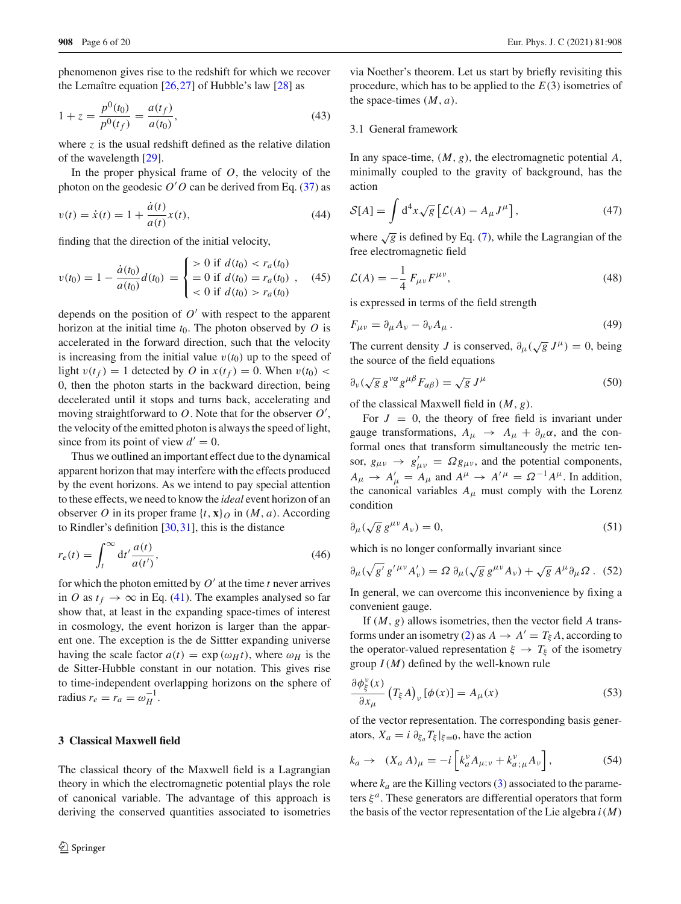phenomenon gives rise to the redshift for which we recover the Lemaître equation [26,27] of Hubble's law [28] as

$$1+z=\frac{p^0(t_0)}{p^0(t_f)}=\frac{a(t_f)}{a(t_0)}, \tag{43}$$

where $z$ is the usual redshift defined as the relative dilation of the wavelength [29].

In the proper physical frame of $O$, the velocity of the photon on the geodesic $O'O$ can be derived from Eq. (37) as

$$v(t)=\dot{x}(t)=1+\frac{\dot{a}(t)}{a(t)}x(t), \tag{44}$$

finding that the direction of the initial velocity,

$$v(t_0)=1-\frac{\dot{a}(t_0)}{a(t_0)}d(t_0)=\begin{cases} >0 \text{ if } d(t_0)<r_a(t_0)\\ =0 \text{ if } d(t_0)=r_a(t_0)\\ <0 \text{ if } d(t_0)>r_a(t_0)\end{cases}, \tag{45}$$

depends on the position of $O'$ with respect to the apparent horizon at the initial time $t_0$. The photon observed by $O$ is accelerated in the forward direction, such that the velocity is increasing from the initial value $v(t_0)$ up to the speed of light $v(t_f)=1$ detected by $O$ in $x(t_f)=0$. When $v(t_0)<0$, then the photon starts in the backward direction, being decelerated until it stops and turns back, accelerating and moving straightforward to $O$. Note that for the observer $O'$, the velocity of the emitted photon is always the speed of light, since from its point of view $d'=0$.

Thus we outlined an important effect due to the dynamical apparent horizon that may interfere with the effects produced by the event horizons. As we intend to pay special attention to these effects, we need to know the *ideal* event horizon of an observer $O$ in its proper frame $\{t,\mathbf{x}\}_O$ in $(M,a)$. According to Rindler's definition [30,31], this is the distance

$$r_e(t)=\int_t^\infty dt'\frac{a(t)}{a(t')}, \tag{46}$$

for which the photon emitted by $O'$ at the time $t$ never arrives in $O$ as $t_f\to\infty$ in Eq. (41). The examples analysed so far show that, at least in the expanding space-times of interest in cosmology, the event horizon is larger than the apparent one. The exception is the de Sitter expanding universe having the scale factor $a(t)=\exp(\omega_H t)$, where $\omega_H$ is the de Sitter-Hubble constant in our notation. This gives rise to time-independent overlapping horizons on the sphere of radius $r_e=r_a=\omega_H^{-1}$.

## 3 Classical Maxwell field

The classical theory of the Maxwell field is a Lagrangian theory in which the electromagnetic potential plays the role of canonical variable. The advantage of this approach is deriving the conserved quantities associated to isometries via Noether's theorem. Let us start by briefly revisiting this procedure, which has to be applied to the $E(3)$ isometries of the space-times $(M,a)$.

### 3.1 General framework

In any space-time, $(M,g)$, the electromagnetic potential $A$, minimally coupled to the gravity of background, has the action

$$\mathcal{S}[A]=\int d^4x\sqrt{g}\left[\mathcal{L}(A)-A_\mu J^\mu\right], \tag{47}$$

where $\sqrt{g}$ is defined by Eq. (7), while the Lagrangian of the free electromagnetic field

$$\mathcal{L}(A)=-\frac{1}{4}F_{\mu\nu}F^{\mu\nu}, \tag{48}$$

is expressed in terms of the field strength

$$F_{\mu\nu}=\partial_\mu A_\nu-\partial_\nu A_\mu\,. \tag{49}$$

The current density $J$ is conserved, $\partial_\mu(\sqrt{g}\,J^\mu)=0$, being the source of the field equations

$$\partial_\nu(\sqrt{g}\,g^{\nu\alpha}g^{\mu\beta}F_{\alpha\beta})=\sqrt{g}\,J^\mu \tag{50}$$

of the classical Maxwell field in $(M,g)$.

For $J=0$, the theory of free field is invariant under gauge transformations, $A_\mu\to A_\mu+\partial_\mu\alpha$, and the conformal ones that transform simultaneously the metric tensor, $g_{\mu\nu}\to g'_{\mu\nu}=\Omega g_{\mu\nu}$, and the potential components, $A_\mu\to A'_\mu=A_\mu$ and $A^\mu\to A'^\mu=\Omega^{-1}A^\mu$. In addition, the canonical variables $A_\mu$ must comply with the Lorenz condition

$$\partial_\mu(\sqrt{g}\,g^{\mu\nu}A_\nu)=0, \tag{51}$$

which is no longer conformally invariant since

$$\partial_\mu(\sqrt{g'}\,g'^{\mu\nu}A'_\nu)=\Omega\,\partial_\mu(\sqrt{g}\,g^{\mu\nu}A_\nu)+\sqrt{g}\,A^\mu\partial_\mu\Omega\,. \tag{52}$$

In general, we can overcome this inconvenience by fixing a convenient gauge.

If $(M,g)$ allows isometries, then the vector field $A$ transforms under an isometry (2) as $A\to A'=T_\xi A$, according to the operator-valued representation $\xi\to T_\xi$ of the isometry group $I(M)$ defined by the well-known rule

$$\frac{\partial\phi_\xi^\nu(x)}{\partial x_\mu}\left(T_\xi A\right)_\nu[\phi(x)]=A_\mu(x) \tag{53}$$

of the vector representation. The corresponding basis generators, $X_a=i\,\partial_{\xi_a}T_\xi|_{\xi=0}$, have the action

$$k_a\to\quad(X_a\,A)_\mu=-i\left[k_a^\nu A_{\mu;\nu}+k^\nu_{a\,;\mu}A_\nu\right], \tag{54}$$

where $k_a$ are the Killing vectors (3) associated to the parameters $\xi^a$. These generators are differential operators that form the basis of the vector representation of the Lie algebra $i(M)$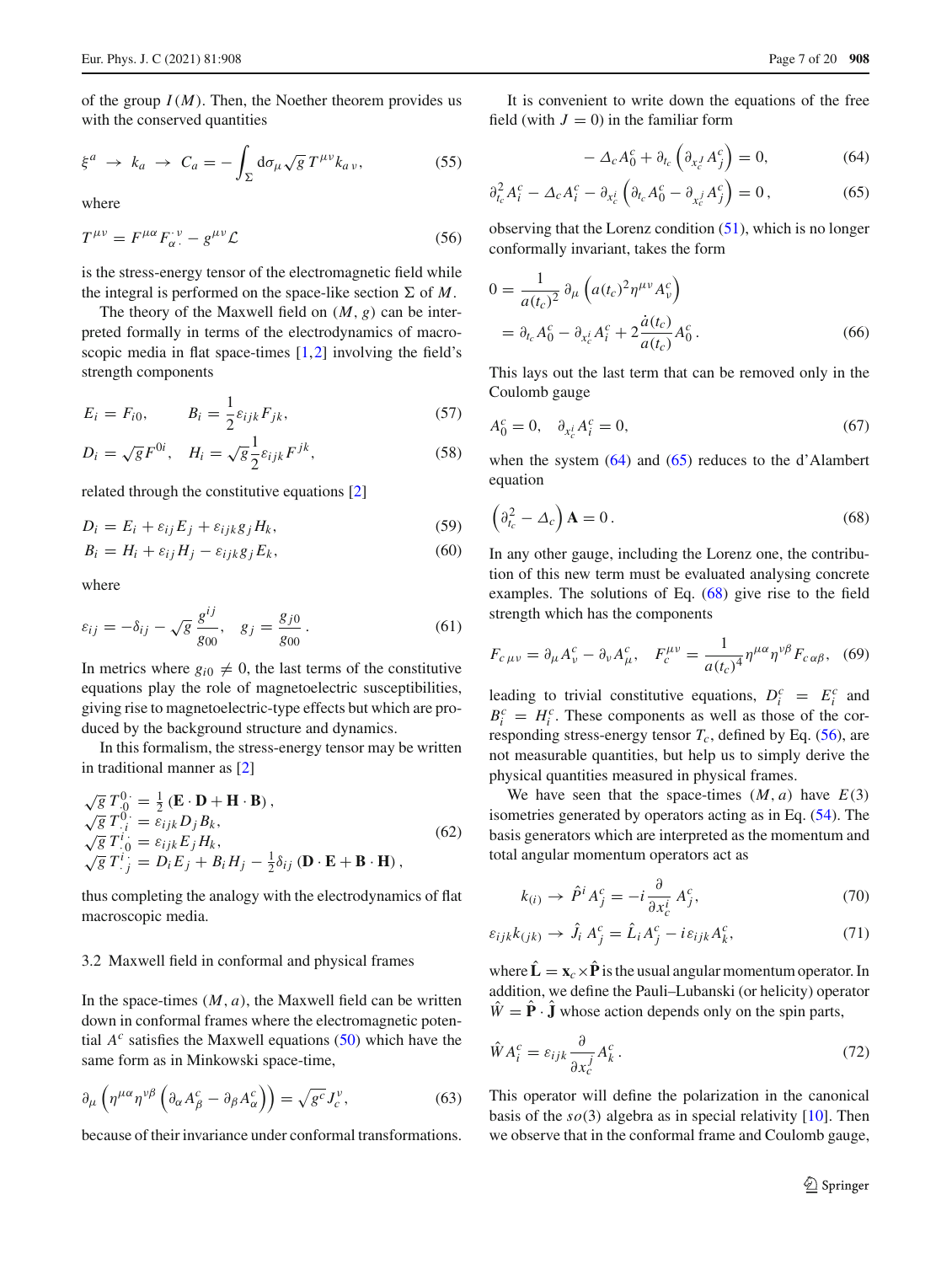of the group $I(M)$. Then, the Noether theorem provides us with the conserved quantities

$$\xi^a \rightarrow k_a \rightarrow C_a = -\int_\Sigma d\sigma_\mu \sqrt{g}\, T^{\mu\nu} k_{a\,\nu}, \tag{55}$$

where

$$T^{\mu\nu} = F^{\mu\alpha} F_{\alpha\cdot}^{\cdot\,\nu} - g^{\mu\nu}\mathcal{L} \tag{56}$$

is the stress-energy tensor of the electromagnetic field while the integral is performed on the space-like section $\Sigma$ of $M$.

The theory of the Maxwell field on $(M, g)$ can be interpreted formally in terms of the electrodynamics of macroscopic media in flat space-times [1,2] involving the field's strength components

$$E_i = F_{i0}, \qquad B_i = \frac{1}{2}\varepsilon_{ijk} F_{jk}, \tag{57}$$

$$D_i = \sqrt{g} F^{0i}, \quad H_i = \sqrt{g}\frac{1}{2}\varepsilon_{ijk} F^{jk}, \tag{58}$$

related through the constitutive equations [2]

$$D_i = E_i + \varepsilon_{ij} E_j + \varepsilon_{ijk} g_j H_k, \tag{59}$$

$$B_i = H_i + \varepsilon_{ij} H_j - \varepsilon_{ijk} g_j E_k, \tag{60}$$

where

$$\varepsilon_{ij} = -\delta_{ij} - \sqrt{g}\,\frac{g^{ij}}{g_{00}}, \quad g_j = \frac{g_{j0}}{g_{00}}. \tag{61}$$

In metrics where $g_{i0} \neq 0$, the last terms of the constitutive equations play the role of magnetoelectric susceptibilities, giving rise to magnetoelectric-type effects but which are produced by the background structure and dynamics.

In this formalism, the stress-energy tensor may be written in traditional manner as [2]

$$\begin{aligned}
\sqrt{g}\, T^{0\cdot}_{\cdot 0} &= \tfrac{1}{2}\left(\mathbf{E}\cdot\mathbf{D} + \mathbf{H}\cdot\mathbf{B}\right),\\
\sqrt{g}\, T^{0\cdot}_{\cdot i} &= \varepsilon_{ijk} D_j B_k,\\
\sqrt{g}\, T^{i\cdot}_{\cdot 0} &= \varepsilon_{ijk} E_j H_k,\\
\sqrt{g}\, T^{i\cdot}_{\cdot j} &= D_i E_j + B_i H_j - \tfrac{1}{2}\delta_{ij}\left(\mathbf{D}\cdot\mathbf{E} + \mathbf{B}\cdot\mathbf{H}\right),
\end{aligned} \tag{62}$$

thus completing the analogy with the electrodynamics of flat macroscopic media.

### 3.2 Maxwell field in conformal and physical frames

In the space-times $(M, a)$, the Maxwell field can be written down in conformal frames where the electromagnetic potential $A^c$ satisfies the Maxwell equations (50) which have the same form as in Minkowski space-time,

$$\partial_\mu\left(\eta^{\mu\alpha}\eta^{\nu\beta}\left(\partial_\alpha A^c_\beta - \partial_\beta A^c_\alpha\right)\right) = \sqrt{g^c}\, J^\nu_c, \tag{63}$$

because of their invariance under conformal transformations.

It is convenient to write down the equations of the free field (with $J = 0$) in the familiar form

$$-\Delta_c A^c_0 + \partial_{t_c}\left(\partial_{x^j_c} A^c_j\right) = 0, \tag{64}$$

$$\partial^2_{t_c} A^c_i - \Delta_c A^c_i - \partial_{x^i_c}\left(\partial_{t_c} A^c_0 - \partial_{x^j_c} A^c_j\right) = 0\,, \tag{65}$$

observing that the Lorenz condition (51), which is no longer conformally invariant, takes the form

$$\begin{aligned}
0 &= \frac{1}{a(t_c)^2}\,\partial_\mu\left(a(t_c)^2 \eta^{\mu\nu} A^c_\nu\right)\\
&= \partial_{t_c} A^c_0 - \partial_{x^i_c} A^c_i + 2\frac{\dot{a}(t_c)}{a(t_c)} A^c_0\,.
\end{aligned} \tag{66}$$

This lays out the last term that can be removed only in the Coulomb gauge

$$A^c_0 = 0, \quad \partial_{x^i_c} A^c_i = 0, \tag{67}$$

when the system (64) and (65) reduces to the d'Alembert equation

$$\left(\partial^2_{t_c} - \Delta_c\right)\mathbf{A} = 0\,. \tag{68}$$

In any other gauge, including the Lorenz one, the contribution of this new term must be evaluated analysing concrete examples. The solutions of Eq. (68) give rise to the field strength which has the components

$$F_{c\,\mu\nu} = \partial_\mu A^c_\nu - \partial_\nu A^c_\mu, \quad F^{\mu\nu}_c = \frac{1}{a(t_c)^4}\eta^{\mu\alpha}\eta^{\nu\beta} F_{c\,\alpha\beta}, \tag{69}$$

leading to trivial constitutive equations, $D^c_i = E^c_i$ and $B^c_i = H^c_i$. These components as well as those of the corresponding stress-energy tensor $T_c$, defined by Eq. (56), are not measurable quantities, but help us to simply derive the physical quantities measured in physical frames.

We have seen that the space-times $(M, a)$ have $E(3)$ isometries generated by operators acting as in Eq. (54). The basis generators which are interpreted as the momentum and total angular momentum operators act as

$$k_{(i)} \rightarrow \hat{P}^i A^c_j = -i\frac{\partial}{\partial x^i_c} A^c_j, \tag{70}$$

$$\varepsilon_{ijk} k_{(jk)} \rightarrow \hat{J}_i\, A^c_j = \hat{L}_i A^c_j - i\varepsilon_{ijk} A^c_k, \tag{71}$$

where $\hat{\mathbf{L}} = \mathbf{x}_c \times \hat{\mathbf{P}}$ is the usual angular momentum operator. In addition, we define the Pauli–Lubanski (or helicity) operator $\hat{W} = \hat{\mathbf{P}}\cdot\hat{\mathbf{J}}$ whose action depends only on the spin parts,

$$\hat{W} A^c_i = \varepsilon_{ijk}\frac{\partial}{\partial x^j_c} A^c_k\,. \tag{72}$$

This operator will define the polarization in the canonical basis of the $so(3)$ algebra as in special relativity [10]. Then we observe that in the conformal frame and Coulomb gauge,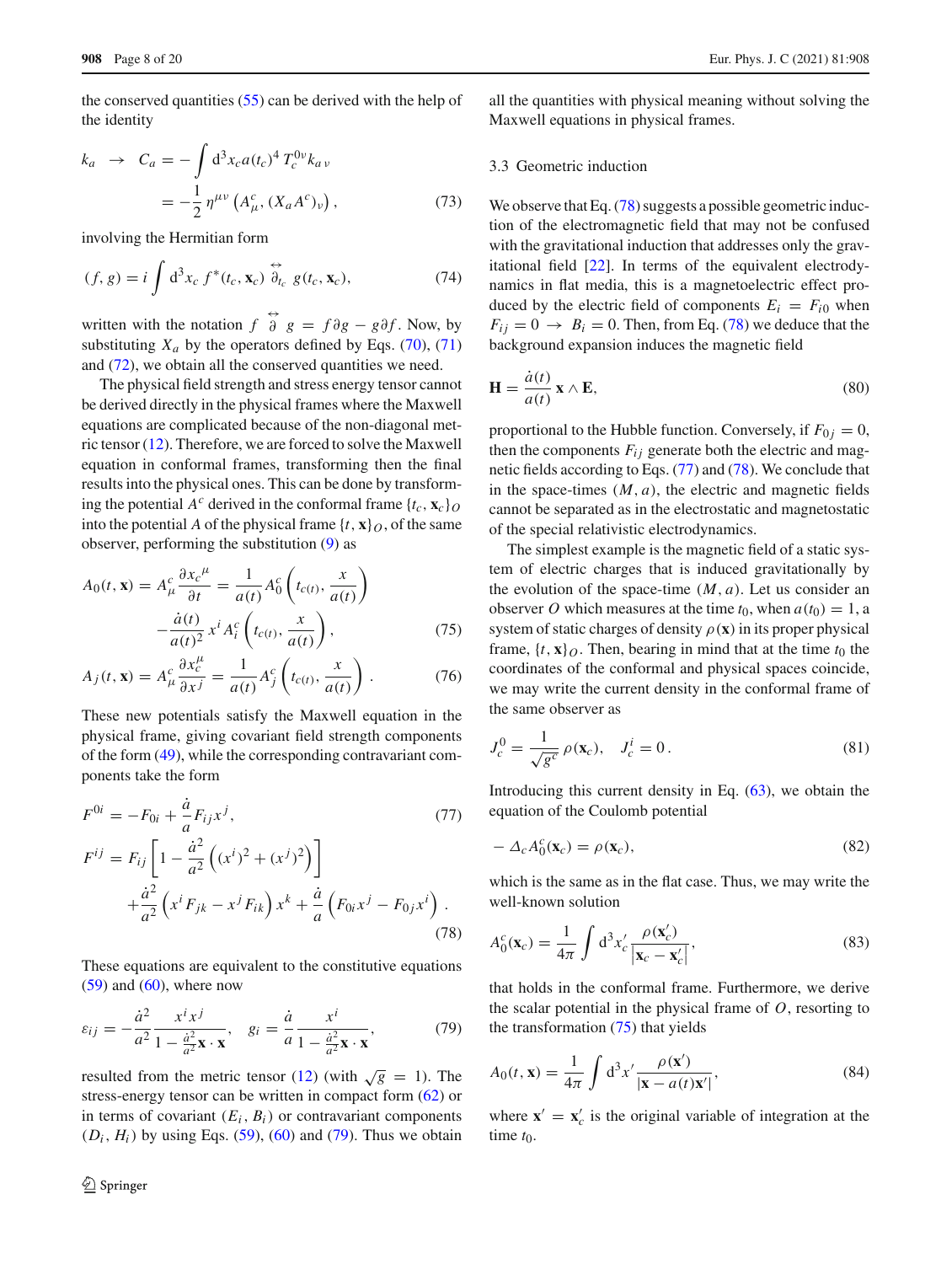the conserved quantities (55) can be derived with the help of the identity

$$
k_a \;\to\; C_a = -\int \mathrm{d}^3x_c\, a(t_c)^4\, T_c^{0\nu} k_{a\,\nu} = -\frac{1}{2}\,\eta^{\mu\nu}\left(A^c_\mu, (X_a A^c)_\nu\right), \tag{73}
$$

involving the Hermitian form

$$
(f, g) = i\int \mathrm{d}^3x_c\, f^*(t_c, \mathbf{x}_c)\, \overleftrightarrow{\partial}_{t_c}\, g(t_c, \mathbf{x}_c), \tag{74}
$$

written with the notation $f \overleftrightarrow{\partial} g = f\partial g - g\partial f$. Now, by substituting $X_a$ by the operators defined by Eqs. (70), (71) and (72), we obtain all the conserved quantities we need.

The physical field strength and stress energy tensor cannot be derived directly in the physical frames where the Maxwell equations are complicated because of the non-diagonal metric tensor (12). Therefore, we are forced to solve the Maxwell equation in conformal frames, transforming then the final results into the physical ones. This can be done by transforming the potential $A^c$ derived in the conformal frame $\{t_c, \mathbf{x}_c\}_O$ into the potential $A$ of the physical frame $\{t, \mathbf{x}\}_O$, of the same observer, performing the substitution (9) as

$$
A_0(t,\mathbf{x}) = A^c_\mu \frac{\partial x_c{}^\mu}{\partial t} = \frac{1}{a(t)} A^c_0\left(t_{c(t)}, \frac{x}{a(t)}\right) - \frac{\dot{a}(t)}{a(t)^2}\, x^i A^c_i\left(t_{c(t)}, \frac{x}{a(t)}\right), \tag{75}
$$

$$
A_j(t,\mathbf{x}) = A^c_\mu \frac{\partial x^\mu_c}{\partial x^j} = \frac{1}{a(t)} A^c_j\left(t_{c(t)}, \frac{x}{a(t)}\right). \tag{76}
$$

These new potentials satisfy the Maxwell equation in the physical frame, giving covariant field strength components of the form (49), while the corresponding contravariant components take the form

$$
F^{0i} = -F_{0i} + \frac{\dot{a}}{a} F_{ij} x^j, \tag{77}
$$

$$
F^{ij} = F_{ij}\left[1 - \frac{\dot{a}^2}{a^2}\left((x^i)^2 + (x^j)^2\right)\right] + \frac{\dot{a}^2}{a^2}\left(x^i F_{jk} - x^j F_{ik}\right) x^k + \frac{\dot{a}}{a}\left(F_{0i} x^j - F_{0j} x^i\right). \tag{78}
$$

These equations are equivalent to the constitutive equations (59) and (60), where now

$$
\varepsilon_{ij} = -\frac{\dot{a}^2}{a^2} \frac{x^i x^j}{1 - \frac{\dot{a}^2}{a^2}\mathbf{x}\cdot\mathbf{x}}, \quad g_i = \frac{\dot{a}}{a} \frac{x^i}{1 - \frac{\dot{a}^2}{a^2}\mathbf{x}\cdot\mathbf{x}}, \tag{79}
$$

resulted from the metric tensor (12) (with $\sqrt{g} = 1$). The stress-energy tensor can be written in compact form (62) or in terms of covariant $(E_i, B_i)$ or contravariant components $(D_i, H_i)$ by using Eqs. (59), (60) and (79). Thus we obtain all the quantities with physical meaning without solving the Maxwell equations in physical frames.

### 3.3 Geometric induction

We observe that Eq. (78) suggests a possible geometric induction of the electromagnetic field that may not be confused with the gravitational induction that addresses only the gravitational field [22]. In terms of the equivalent electrodynamics in flat media, this is a magnetoelectric effect produced by the electric field of components $E_i = F_{i0}$ when $F_{ij} = 0 \to B_i = 0$. Then, from Eq. (78) we deduce that the background expansion induces the magnetic field

$$
\mathbf{H} = \frac{\dot{a}(t)}{a(t)}\, \mathbf{x} \wedge \mathbf{E}, \tag{80}
$$

proportional to the Hubble function. Conversely, if $F_{0j} = 0$, then the components $F_{ij}$ generate both the electric and magnetic fields according to Eqs. (77) and (78). We conclude that in the space-times $(M, a)$, the electric and magnetic fields cannot be separated as in the electrostatic and magnetostatic of the special relativistic electrodynamics.

The simplest example is the magnetic field of a static system of electric charges that is induced gravitationally by the evolution of the space-time $(M, a)$. Let us consider an observer $O$ which measures at the time $t_0$, when $a(t_0) = 1$, a system of static charges of density $\rho(\mathbf{x})$ in its proper physical frame, $\{t, \mathbf{x}\}_O$. Then, bearing in mind that at the time $t_0$ the coordinates of the conformal and physical spaces coincide, we may write the current density in the conformal frame of the same observer as

$$
J^0_c = \frac{1}{\sqrt{g^c}}\, \rho(\mathbf{x}_c), \quad J^i_c = 0. \tag{81}
$$

Introducing this current density in Eq. (63), we obtain the equation of the Coulomb potential

$$
-\Delta_c A^c_0(\mathbf{x}_c) = \rho(\mathbf{x}_c), \tag{82}
$$

which is the same as in the flat case. Thus, we may write the well-known solution

$$
A^c_0(\mathbf{x}_c) = \frac{1}{4\pi}\int \mathrm{d}^3x'_c\, \frac{\rho(\mathbf{x}'_c)}{|\mathbf{x}_c - \mathbf{x}'_c|}, \tag{83}
$$

that holds in the conformal frame. Furthermore, we derive the scalar potential in the physical frame of $O$, resorting to the transformation (75) that yields

$$
A_0(t,\mathbf{x}) = \frac{1}{4\pi}\int \mathrm{d}^3x'\, \frac{\rho(\mathbf{x}')}{|\mathbf{x} - a(t)\mathbf{x}'|}, \tag{84}
$$

where $\mathbf{x}' = \mathbf{x}'_c$ is the original variable of integration at the time $t_0$.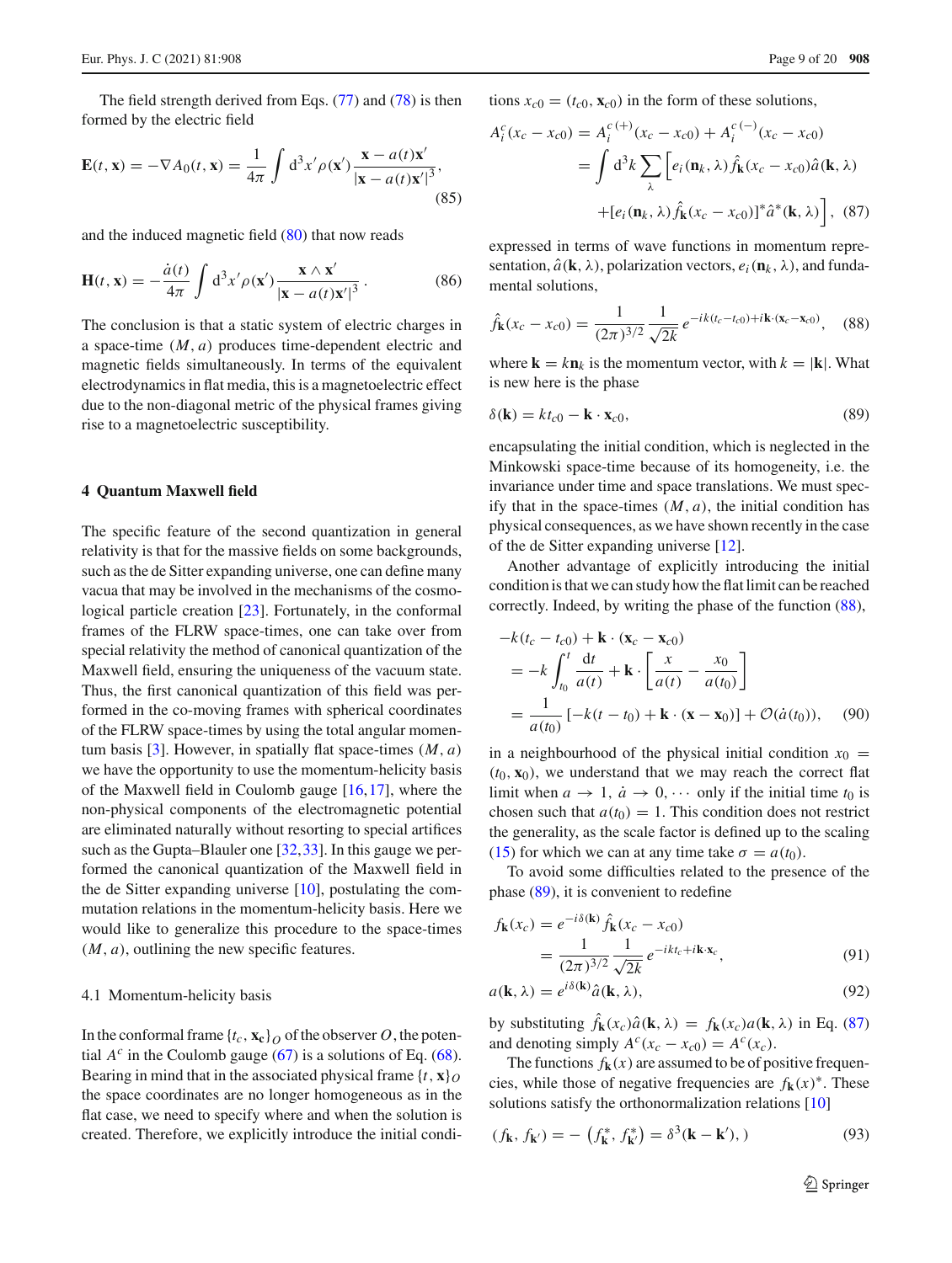The field strength derived from Eqs. (77) and (78) is then formed by the electric field

$$\mathbf{E}(t,\mathbf{x}) = -\nabla A_0(t,\mathbf{x}) = \frac{1}{4\pi}\int d^3x'\rho(\mathbf{x}')\frac{\mathbf{x}-a(t)\mathbf{x}'}{|\mathbf{x}-a(t)\mathbf{x}'|^3}, \tag{85}$$

and the induced magnetic field (80) that now reads

$$\mathbf{H}(t,\mathbf{x}) = -\frac{\dot{a}(t)}{4\pi}\int d^3x'\rho(\mathbf{x}')\frac{\mathbf{x}\wedge\mathbf{x}'}{|\mathbf{x}-a(t)\mathbf{x}'|^3}. \tag{86}$$

The conclusion is that a static system of electric charges in a space-time $(M,a)$ produces time-dependent electric and magnetic fields simultaneously. In terms of the equivalent electrodynamics in flat media, this is a magnetoelectric effect due to the non-diagonal metric of the physical frames giving rise to a magnetoelectric susceptibility.

## 4 Quantum Maxwell field

The specific feature of the second quantization in general relativity is that for the massive fields on some backgrounds, such as the de Sitter expanding universe, one can define many vacua that may be involved in the mechanisms of the cosmological particle creation [23]. Fortunately, in the conformal frames of the FLRW space-times, one can take over from special relativity the method of canonical quantization of the Maxwell field, ensuring the uniqueness of the vacuum state. Thus, the first canonical quantization of this field was performed in the co-moving frames with spherical coordinates of the FLRW space-times by using the total angular momentum basis [3]. However, in spatially flat space-times $(M,a)$ we have the opportunity to use the momentum-helicity basis of the Maxwell field in Coulomb gauge [16,17], where the non-physical components of the electromagnetic potential are eliminated naturally without resorting to special artifices such as the Gupta–Blauler one [32,33]. In this gauge we performed the canonical quantization of the Maxwell field in the de Sitter expanding universe [10], postulating the commutation relations in the momentum-helicity basis. Here we would like to generalize this procedure to the space-times $(M,a)$, outlining the new specific features.

### 4.1 Momentum-helicity basis

In the conformal frame $\{t_c,\mathbf{x}_c\}_O$ of the observer $O$, the potential $A^c$ in the Coulomb gauge (67) is a solutions of Eq. (68). Bearing in mind that in the associated physical frame $\{t,\mathbf{x}\}_O$ the space coordinates are no longer homogeneous as in the flat case, we need to specify where and when the solution is created. Therefore, we explicitly introduce the initial conditions $x_{c0} = (t_{c0},\mathbf{x}_{c0})$ in the form of these solutions,

$$\begin{aligned}A_i^c(x_c - x_{c0}) &= A_i^{c\,(+)}(x_c - x_{c0}) + A_i^{c\,(-)}(x_c - x_{c0})\\ &= \int d^3k\sum_\lambda\Big[e_i(\mathbf{n}_k,\lambda)\hat{f}_{\mathbf{k}}(x_c - x_{c0})\hat{a}(\mathbf{k},\lambda)\\ &\quad + [e_i(\mathbf{n}_k,\lambda)\hat{f}_{\mathbf{k}}(x_c - x_{c0})]^*\hat{a}^*(\mathbf{k},\lambda)\Big],\end{aligned} \tag{87}$$

expressed in terms of wave functions in momentum representation, $\hat{a}(\mathbf{k},\lambda)$, polarization vectors, $e_i(\mathbf{n}_k,\lambda)$, and fundamental solutions,

$$\hat{f}_{\mathbf{k}}(x_c - x_{c0}) = \frac{1}{(2\pi)^{3/2}}\frac{1}{\sqrt{2k}}e^{-ik(t_c - t_{c0}) + i\mathbf{k}\cdot(\mathbf{x}_c - \mathbf{x}_{c0})}, \tag{88}$$

where $\mathbf{k} = k\mathbf{n}_k$ is the momentum vector, with $k = |\mathbf{k}|$. What is new here is the phase

$$\delta(\mathbf{k}) = kt_{c0} - \mathbf{k}\cdot\mathbf{x}_{c0}, \tag{89}$$

encapsulating the initial condition, which is neglected in the Minkowski space-time because of its homogeneity, i.e. the invariance under time and space translations. We must specify that in the space-times $(M,a)$, the initial condition has physical consequences, as we have shown recently in the case of the de Sitter expanding universe [12].

Another advantage of explicitly introducing the initial condition is that we can study how the flat limit can be reached correctly. Indeed, by writing the phase of the function (88),

$$\begin{aligned}&-k(t_c - t_{c0}) + \mathbf{k}\cdot(\mathbf{x}_c - \mathbf{x}_{c0})\\ &= -k\int_{t_0}^{t}\frac{dt}{a(t)} + \mathbf{k}\cdot\left[\frac{x}{a(t)} - \frac{x_0}{a(t_0)}\right]\\ &= \frac{1}{a(t_0)}\left[-k(t - t_0) + \mathbf{k}\cdot(\mathbf{x} - \mathbf{x}_0)\right] + \mathcal{O}(\dot{a}(t_0)),\end{aligned} \tag{90}$$

in a neighbourhood of the physical initial condition $x_0 = (t_0,\mathbf{x}_0)$, we understand that we may reach the correct flat limit when $a \to 1$, $\dot{a} \to 0, \cdots$ only if the initial time $t_0$ is chosen such that $a(t_0) = 1$. This condition does not restrict the generality, as the scale factor is defined up to the scaling (15) for which we can at any time take $\sigma = a(t_0)$.

To avoid some difficulties related to the presence of the phase (89), it is convenient to redefine

$$\begin{aligned}f_{\mathbf{k}}(x_c) &= e^{-i\delta(\mathbf{k})}\hat{f}_{\mathbf{k}}(x_c - x_{c0})\\ &= \frac{1}{(2\pi)^{3/2}}\frac{1}{\sqrt{2k}}e^{-ikt_c + i\mathbf{k}\cdot\mathbf{x}_c},\end{aligned} \tag{91}$$

$$a(\mathbf{k},\lambda) = e^{i\delta(\mathbf{k})}\hat{a}(\mathbf{k},\lambda), \tag{92}$$

by substituting $\hat{f}_{\mathbf{k}}(x_c)\hat{a}(\mathbf{k},\lambda) = f_{\mathbf{k}}(x_c)a(\mathbf{k},\lambda)$ in Eq. (87) and denoting simply $A^c(x_c - x_{c0}) = A^c(x_c)$.

The functions $f_{\mathbf{k}}(x)$ are assumed to be of positive frequencies, while those of negative frequencies are $f_{\mathbf{k}}(x)^*$. These solutions satisfy the orthonormalization relations [10]

$$(f_{\mathbf{k}}, f_{\mathbf{k}'}) = -\left(f_{\mathbf{k}}^*, f_{\mathbf{k}'}^*\right) = \delta^3(\mathbf{k} - \mathbf{k}'),\,) \tag{93}$$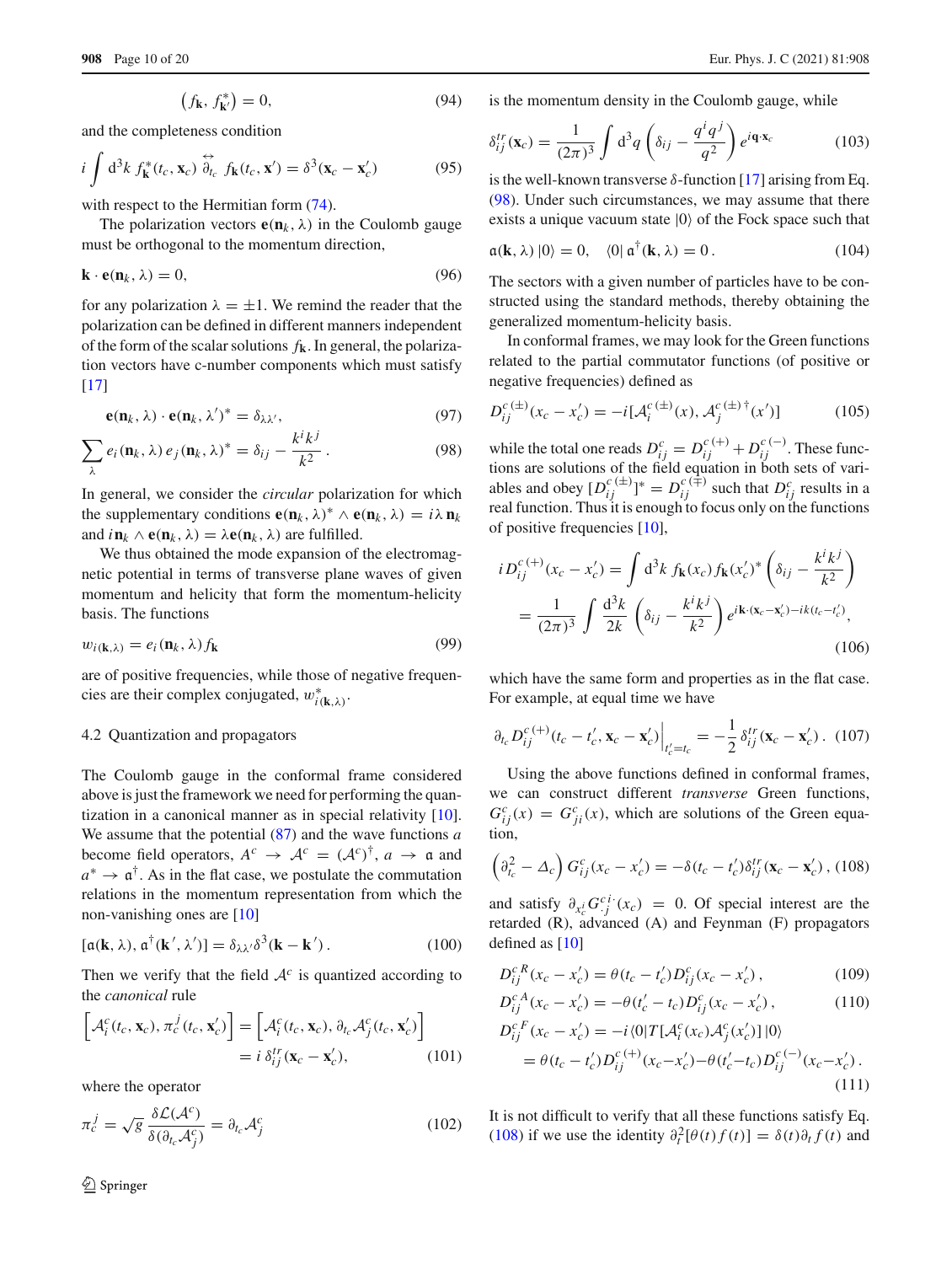$$\left(f_{\mathbf{k}}, f^*_{\mathbf{k}'}\right) = 0, \tag{94}$$

and the completeness condition

$$i \int d^3k \; f^*_{\mathbf{k}}(t_c, \mathbf{x}_c) \overset{\leftrightarrow}{\partial}_{t_c} f_{\mathbf{k}}(t_c, \mathbf{x}') = \delta^3(\mathbf{x}_c - \mathbf{x}'_c) \tag{95}$$

with respect to the Hermitian form (74).

The polarization vectors $\mathbf{e}(\mathbf{n}_k, \lambda)$ in the Coulomb gauge must be orthogonal to the momentum direction,

$$\mathbf{k} \cdot \mathbf{e}(\mathbf{n}_k, \lambda) = 0, \tag{96}$$

for any polarization $\lambda = \pm 1$. We remind the reader that the polarization can be defined in different manners independent of the form of the scalar solutions $f_{\mathbf{k}}$. In general, the polarization vectors have c-number components which must satisfy [17]

$$\mathbf{e}(\mathbf{n}_k, \lambda) \cdot \mathbf{e}(\mathbf{n}_k, \lambda')^* = \delta_{\lambda\lambda'}, \tag{97}$$

$$\sum_{\lambda} e_i(\mathbf{n}_k, \lambda)\, e_j(\mathbf{n}_k, \lambda)^* = \delta_{ij} - \frac{k^i k^j}{k^2}\,. \tag{98}$$

In general, we consider the *circular* polarization for which the supplementary conditions $\mathbf{e}(\mathbf{n}_k, \lambda)^* \wedge \mathbf{e}(\mathbf{n}_k, \lambda) = i\lambda\, \mathbf{n}_k$ and $i\mathbf{n}_k \wedge \mathbf{e}(\mathbf{n}_k, \lambda) = \lambda \mathbf{e}(\mathbf{n}_k, \lambda)$ are fulfilled.

We thus obtained the mode expansion of the electromagnetic potential in terms of transverse plane waves of given momentum and helicity that form the momentum-helicity basis. The functions

$$w_{i(\mathbf{k},\lambda)} = e_i(\mathbf{n}_k, \lambda) f_{\mathbf{k}} \tag{99}$$

are of positive frequencies, while those of negative frequencies are their complex conjugated, $w^*_{i(\mathbf{k},\lambda)}$.

### 4.2 Quantization and propagators

The Coulomb gauge in the conformal frame considered above is just the framework we need for performing the quantization in a canonical manner as in special relativity [10]. We assume that the potential (87) and the wave functions $a$ become field operators, $A^c \to \mathcal{A}^c = (\mathcal{A}^c)^\dagger$, $a \to \mathfrak{a}$ and $a^* \to \mathfrak{a}^\dagger$. As in the flat case, we postulate the commutation relations in the momentum representation from which the non-vanishing ones are [10]

$$[\mathfrak{a}(\mathbf{k}, \lambda), \mathfrak{a}^\dagger(\mathbf{k}', \lambda')] = \delta_{\lambda\lambda'}\delta^3(\mathbf{k} - \mathbf{k}')\,. \tag{100}$$

Then we verify that the field $\mathcal{A}^c$ is quantized according to the *canonical* rule

$$\begin{aligned}\left[\mathcal{A}^c_i(t_c, \mathbf{x}_c), \pi^j_c(t_c, \mathbf{x}'_c)\right] &= \left[\mathcal{A}^c_i(t_c, \mathbf{x}_c), \partial_{t_c}\mathcal{A}^c_j(t_c, \mathbf{x}'_c)\right] \\ &= i\, \delta^{tr}_{ij}(\mathbf{x}_c - \mathbf{x}'_c),\end{aligned} \tag{101}$$

where the operator

$$\pi^j_c = \sqrt{g}\, \frac{\delta \mathcal{L}(\mathcal{A}^c)}{\delta(\partial_{t_c}\mathcal{A}^c_j)} = \partial_{t_c}\mathcal{A}^c_j \tag{102}$$

is the momentum density in the Coulomb gauge, while

$$\delta^{tr}_{ij}(\mathbf{x}_c) = \frac{1}{(2\pi)^3}\int d^3q \left(\delta_{ij} - \frac{q^i q^j}{q^2}\right) e^{i\mathbf{q}\cdot\mathbf{x}_c} \tag{103}$$

is the well-known transverse $\delta$-function [17] arising from Eq. (98). Under such circumstances, we may assume that there exists a unique vacuum state $|0\rangle$ of the Fock space such that

$$\mathfrak{a}(\mathbf{k}, \lambda)\,|0\rangle = 0, \quad \langle 0|\, \mathfrak{a}^\dagger(\mathbf{k}, \lambda) = 0\,. \tag{104}$$

The sectors with a given number of particles have to be constructed using the standard methods, thereby obtaining the generalized momentum-helicity basis.

In conformal frames, we may look for the Green functions related to the partial commutator functions (of positive or negative frequencies) defined as

$$D^{c\,(\pm)}_{ij}(x_c - x'_c) = -i[\mathcal{A}^{c\,(\pm)}_i(x), \mathcal{A}^{c\,(\pm)\,\dagger}_j(x')] \tag{105}$$

while the total one reads $D^c_{ij} = D^{c\,(+)}_{ij} + D^{c\,(-)}_{ij}$. These functions are solutions of the field equation in both sets of variables and obey $[D^{c\,(\pm)}_{ij}]^* = D^{c\,(\mp)}_{ij}$ such that $D^c_{ij}$ results in a real function. Thus it is enough to focus only on the functions of positive frequencies [10],

$$\begin{aligned} i D^{c\,(+)}_{ij}(x_c - x'_c) &= \int d^3k\; f_{\mathbf{k}}(x_c) f_{\mathbf{k}}(x'_c)^* \left(\delta_{ij} - \frac{k^i k^j}{k^2}\right) \\ &= \frac{1}{(2\pi)^3}\int \frac{d^3k}{2k}\left(\delta_{ij} - \frac{k^i k^j}{k^2}\right) e^{i\mathbf{k}\cdot(\mathbf{x}_c - \mathbf{x}'_c) - ik(t_c - t'_c)},\end{aligned} \tag{106}$$

which have the same form and properties as in the flat case. For example, at equal time we have

$$\partial_{t_c} D^{c\,(+)}_{ij}(t_c - t'_c, \mathbf{x}_c - \mathbf{x}'_c)\Big|_{t'_c = t_c} = -\frac{1}{2}\,\delta^{tr}_{ij}(\mathbf{x}_c - \mathbf{x}'_c)\,. \tag{107}$$

Using the above functions defined in conformal frames, we can construct different *transverse* Green functions, $G^c_{ij}(x) = G^c_{ji}(x)$, which are solutions of the Green equation,

$$\left(\partial^2_{t_c} - \Delta_c\right) G^c_{ij}(x_c - x'_c) = -\delta(t_c - t'_c)\,\delta^{tr}_{ij}(\mathbf{x}_c - \mathbf{x}'_c)\,, \tag{108}$$

and satisfy $\partial_{x^i_c} G^{c\,i\cdot}_{\;\;\;j}(x_c) = 0$. Of special interest are the retarded (R), advanced (A) and Feynman (F) propagators defined as [10]

$$D^{c\,R}_{ij}(x_c - x'_c) = \theta(t_c - t'_c) D^c_{ij}(x_c - x'_c)\,, \tag{109}$$

$$D^{c\,A}_{ij}(x_c - x'_c) = -\theta(t'_c - t_c) D^c_{ij}(x_c - x'_c)\,, \tag{110}$$

$$\begin{aligned} D^{c\,F}_{ij}(x_c - x'_c) &= -i\langle 0|T[\mathcal{A}^c_i(x_c)\mathcal{A}^c_j(x'_c)]\,|0\rangle \\ &= \theta(t_c - t'_c) D^{c\,(+)}_{ij}(x_c - x'_c) - \theta(t'_c - t_c) D^{c\,(-)}_{ij}(x_c - x'_c)\,.\end{aligned} \tag{111}$$

It is not difficult to verify that all these functions satisfy Eq. (108) if we use the identity $\partial^2_t[\theta(t) f(t)] = \delta(t)\partial_t f(t)$ and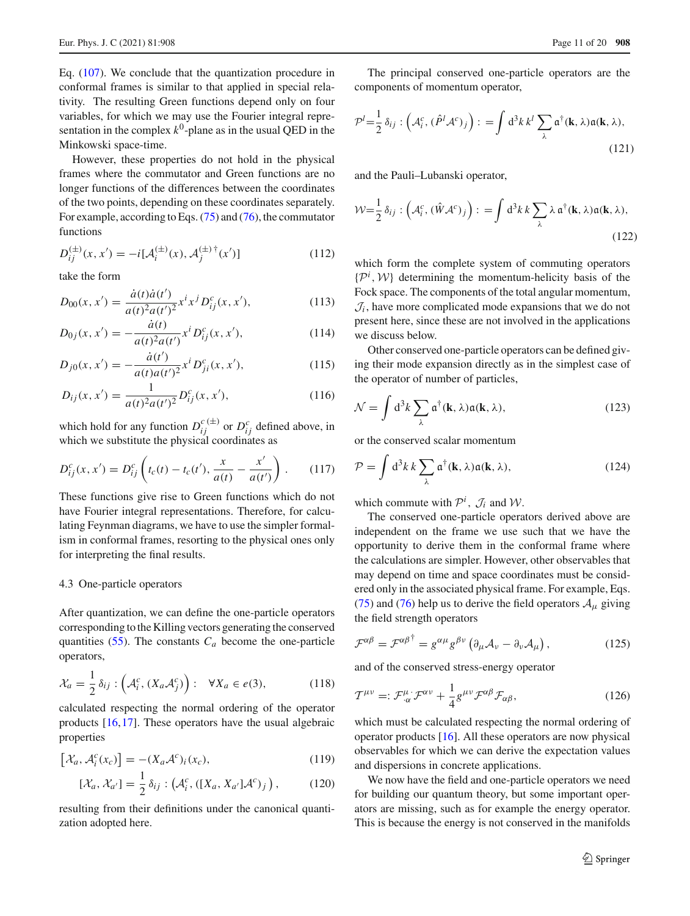Eq. (107). We conclude that the quantization procedure in conformal frames is similar to that applied in special relativity. The resulting Green functions depend only on four variables, for which we may use the Fourier integral representation in the complex $k^0$-plane as in the usual QED in the Minkowski space-time.

However, these properties do not hold in the physical frames where the commutator and Green functions are no longer functions of the differences between the coordinates of the two points, depending on these coordinates separately. For example, according to Eqs. (75) and (76), the commutator functions

$$D_{ij}^{(\pm)}(x,x') = -i[\mathcal{A}_i^{(\pm)}(x), \mathcal{A}_j^{(\pm)\dagger}(x')] \tag{112}$$

take the form

$$D_{00}(x,x') = \frac{\dot{a}(t)\dot{a}(t')}{a(t)^2 a(t')^2} x^i x^j D_{ij}^c(x,x'), \tag{113}$$

$$D_{0j}(x,x') = -\frac{\dot{a}(t)}{a(t)^2 a(t')} x^i D_{ij}^c(x,x'), \tag{114}$$

$$D_{j0}(x,x') = -\frac{\dot{a}(t')}{a(t) a(t')^2} x^i D_{ji}^c(x,x'), \tag{115}$$

$$D_{ij}(x,x') = \frac{1}{a(t)^2 a(t')^2} D_{ij}^c(x,x'), \tag{116}$$

which hold for any function $D_{ij}^{c\,(\pm)}$ or $D_{ij}^c$ defined above, in which we substitute the physical coordinates as

$$D_{ij}^c(x,x') = D_{ij}^c\left(t_c(t) - t_c(t'), \frac{\mathbf{x}}{a(t)} - \frac{\mathbf{x}'}{a(t')}\right). \tag{117}$$

These functions give rise to Green functions which do not have Fourier integral representations. Therefore, for calculating Feynman diagrams, we have to use the simpler formalism in conformal frames, resorting to the physical ones only for interpreting the final results.

### 4.3 One-particle operators

After quantization, we can define the one-particle operators corresponding to the Killing vectors generating the conserved quantities (55). The constants $C_a$ become the one-particle operators,

$$\mathcal{X}_a = \frac{1}{2}\,\delta_{ij} : \left(\mathcal{A}_i^c, (X_a \mathcal{A}_j^c)\right) : \quad \forall X_a \in e(3), \tag{118}$$

calculated respecting the normal ordering of the operator products [16,17]. These operators have the usual algebraic properties

$$\left[\mathcal{X}_a, \mathcal{A}_i^c(x_c)\right] = -(X_a \mathcal{A}^c)_i(x_c), \tag{119}$$

$$[\mathcal{X}_a, \mathcal{X}_{a'}] = \frac{1}{2}\,\delta_{ij} : \left(\mathcal{A}_i^c, ([X_a, X_{a'}]\mathcal{A}^c)_j\right), \tag{120}$$

resulting from their definitions under the canonical quantization adopted here.

The principal conserved one-particle operators are the components of momentum operator,

$$\mathcal{P}^l = \frac{1}{2}\,\delta_{ij} : \left(\mathcal{A}_i^c, (\hat{P}^l \mathcal{A}^c)_j\right) : = \int d^3k\, k^l \sum_\lambda \mathfrak{a}^\dagger(\mathbf{k},\lambda)\mathfrak{a}(\mathbf{k},\lambda), \tag{121}$$

and the Pauli–Lubanski operator,

$$\mathcal{W} = \frac{1}{2}\,\delta_{ij} : \left(\mathcal{A}_i^c, (\hat{W}\mathcal{A}^c)_j\right) : = \int d^3k\, k \sum_\lambda \lambda\, \mathfrak{a}^\dagger(\mathbf{k},\lambda)\mathfrak{a}(\mathbf{k},\lambda), \tag{122}$$

which form the complete system of commuting operators $\{\mathcal{P}^i, \mathcal{W}\}$ determining the momentum-helicity basis of the Fock space. The components of the total angular momentum, $\mathcal{J}_i$, have more complicated mode expansions that we do not present here, since these are not involved in the applications we discuss below.

Other conserved one-particle operators can be defined giving their mode expansion directly as in the simplest case of the operator of number of particles,

$$\mathcal{N} = \int d^3k \sum_\lambda \mathfrak{a}^\dagger(\mathbf{k},\lambda)\mathfrak{a}(\mathbf{k},\lambda), \tag{123}$$

or the conserved scalar momentum

$$\mathcal{P} = \int d^3k\, k \sum_\lambda \mathfrak{a}^\dagger(\mathbf{k},\lambda)\mathfrak{a}(\mathbf{k},\lambda), \tag{124}$$

which commute with $\mathcal{P}^i$, $\mathcal{J}_i$ and $\mathcal{W}$.

The conserved one-particle operators derived above are independent on the frame we use such that we have the opportunity to derive them in the conformal frame where the calculations are simpler. However, other observables that may depend on time and space coordinates must be considered only in the associated physical frame. For example, Eqs. (75) and (76) help us to derive the field operators $\mathcal{A}_\mu$ giving the field strength operators

$$\mathcal{F}^{\alpha\beta} = \mathcal{F}^{\alpha\beta\,\dagger} = g^{\alpha\mu} g^{\beta\nu}\left(\partial_\mu \mathcal{A}_\nu - \partial_\nu \mathcal{A}_\mu\right), \tag{125}$$

and of the conserved stress-energy operator

$$\mathcal{T}^{\mu\nu} =: \mathcal{F}^{\mu}_{\cdot\,\alpha} \mathcal{F}^{\alpha\nu} + \frac{1}{4} g^{\mu\nu} \mathcal{F}^{\alpha\beta}\mathcal{F}_{\alpha\beta}, \tag{126}$$

which must be calculated respecting the normal ordering of operator products [16]. All these operators are now physical observables for which we can derive the expectation values and dispersions in concrete applications.

We now have the field and one-particle operators we need for building our quantum theory, but some important operators are missing, such as for example the energy operator. This is because the energy is not conserved in the manifolds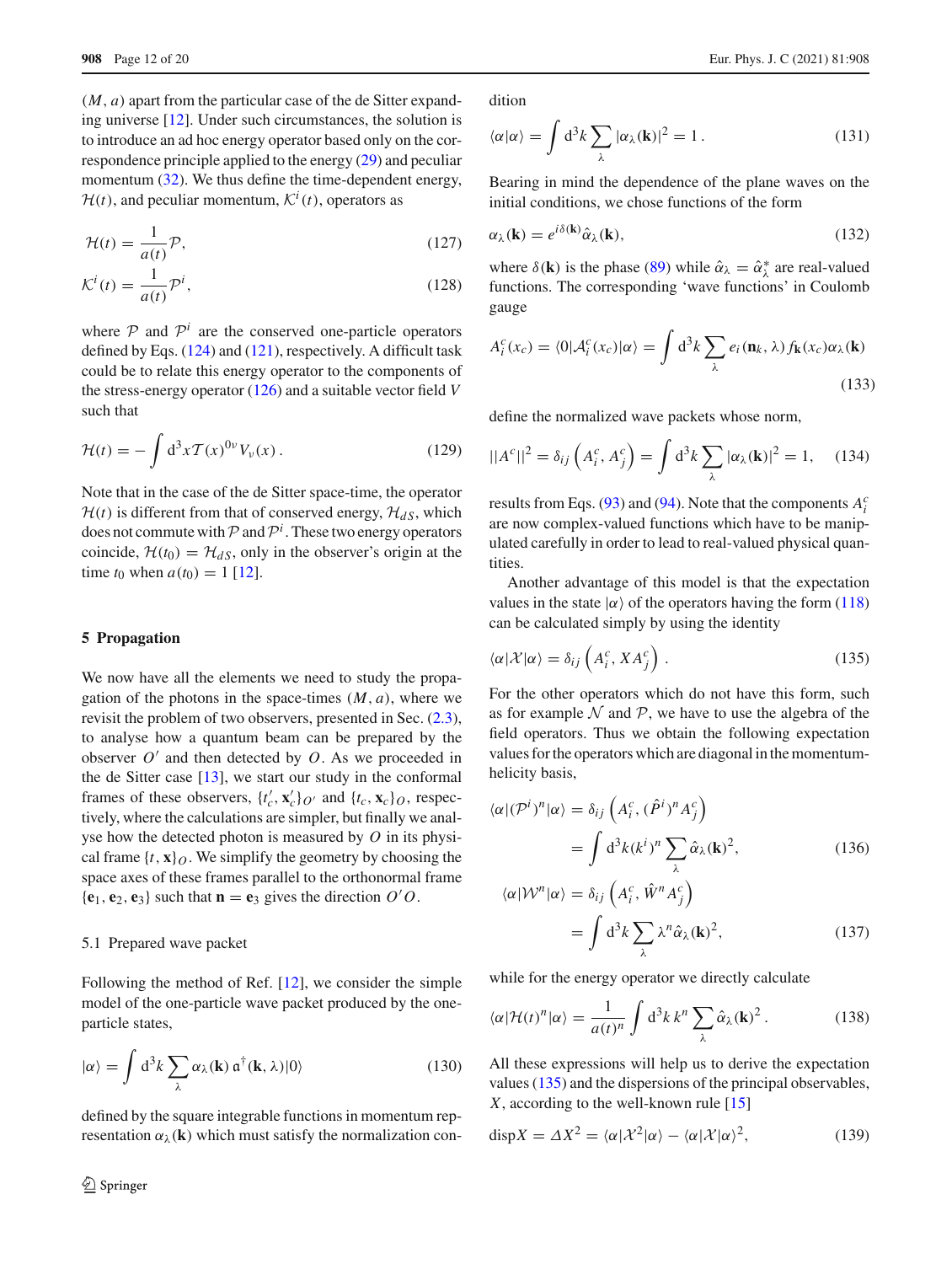$(M, a)$ apart from the particular case of the de Sitter expanding universe [12]. Under such circumstances, the solution is to introduce an ad hoc energy operator based only on the correspondence principle applied to the energy (29) and peculiar momentum (32). We thus define the time-dependent energy, $\mathcal{H}(t)$, and peculiar momentum, $\mathcal{K}^i(t)$, operators as

$$\mathcal{H}(t) = \frac{1}{a(t)}\mathcal{P}, \tag{127}$$

$$\mathcal{K}^i(t) = \frac{1}{a(t)}\mathcal{P}^i, \tag{128}$$

where $\mathcal{P}$ and $\mathcal{P}^i$ are the conserved one-particle operators defined by Eqs. (124) and (121), respectively. A difficult task could be to relate this energy operator to the components of the stress-energy operator (126) and a suitable vector field $V$ such that

$$\mathcal{H}(t) = -\int d^3x \mathcal{T}(x)^{0\nu} V_\nu(x)\,. \tag{129}$$

Note that in the case of the de Sitter space-time, the operator $\mathcal{H}(t)$ is different from that of conserved energy, $\mathcal{H}_{dS}$, which does not commute with $\mathcal{P}$ and $\mathcal{P}^i$. These two energy operators coincide, $\mathcal{H}(t_0) = \mathcal{H}_{dS}$, only in the observer's origin at the time $t_0$ when $a(t_0) = 1$ [12].

## 5 Propagation

We now have all the elements we need to study the propagation of the photons in the space-times $(M, a)$, where we revisit the problem of two observers, presented in Sec. (2.3), to analyse how a quantum beam can be prepared by the observer $O'$ and then detected by $O$. As we proceeded in the de Sitter case [13], we start our study in the conformal frames of these observers, $\{t'_c, \mathbf{x}'_c\}_{O'}$ and $\{t_c, \mathbf{x}_c\}_O$, respectively, where the calculations are simpler, but finally we analyse how the detected photon is measured by $O$ in its physical frame $\{t, \mathbf{x}\}_O$. We simplify the geometry by choosing the space axes of these frames parallel to the orthonormal frame $\{\mathbf{e}_1, \mathbf{e}_2, \mathbf{e}_3\}$ such that $\mathbf{n} = \mathbf{e}_3$ gives the direction $O'O$.

### 5.1 Prepared wave packet

Following the method of Ref. [12], we consider the simple model of the one-particle wave packet produced by the one-particle states,

$$|\alpha\rangle = \int d^3k \sum_\lambda \alpha_\lambda(\mathbf{k})\, \mathfrak{a}^\dagger(\mathbf{k}, \lambda)|0\rangle \tag{130}$$

defined by the square integrable functions in momentum representation $\alpha_\lambda(\mathbf{k})$ which must satisfy the normalization condition

$$\langle\alpha|\alpha\rangle = \int d^3k \sum_\lambda |\alpha_\lambda(\mathbf{k})|^2 = 1\,. \tag{131}$$

Bearing in mind the dependence of the plane waves on the initial conditions, we chose functions of the form

$$\alpha_\lambda(\mathbf{k}) = e^{i\delta(\mathbf{k})}\hat{\alpha}_\lambda(\mathbf{k}), \tag{132}$$

where $\delta(\mathbf{k})$ is the phase (89) while $\hat{\alpha}_\lambda = \hat{\alpha}^*_\lambda$ are real-valued functions. The corresponding 'wave functions' in Coulomb gauge

$$A^c_i(x_c) = \langle 0|\mathcal{A}^c_i(x_c)|\alpha\rangle = \int d^3k \sum_\lambda e_i(\mathbf{n}_k, \lambda)\, f_{\mathbf{k}}(x_c)\alpha_\lambda(\mathbf{k}) \tag{133}$$

define the normalized wave packets whose norm,

$$||A^c||^2 = \delta_{ij}\left(A^c_i, A^c_j\right) = \int d^3k \sum_\lambda |\alpha_\lambda(\mathbf{k})|^2 = 1, \tag{134}$$

results from Eqs. (93) and (94). Note that the components $A^c_i$ are now complex-valued functions which have to be manipulated carefully in order to lead to real-valued physical quantities.

Another advantage of this model is that the expectation values in the state $|\alpha\rangle$ of the operators having the form (118) can be calculated simply by using the identity

$$\langle\alpha|\mathcal{X}|\alpha\rangle = \delta_{ij}\left(A^c_i, XA^c_j\right). \tag{135}$$

For the other operators which do not have this form, such as for example $\mathcal{N}$ and $\mathcal{P}$, we have to use the algebra of the field operators. Thus we obtain the following expectation values for the operators which are diagonal in the momentum-helicity basis,

$$\langle\alpha|(\mathcal{P}^i)^n|\alpha\rangle = \delta_{ij}\left(A^c_i, (\hat{P}^i)^n A^c_j\right) = \int d^3k (k^i)^n \sum_\lambda \hat{\alpha}_\lambda(\mathbf{k})^2, \tag{136}$$

$$\langle\alpha|\mathcal{W}^n|\alpha\rangle = \delta_{ij}\left(A^c_i, \hat{W}^n A^c_j\right) = \int d^3k \sum_\lambda \lambda^n \hat{\alpha}_\lambda(\mathbf{k})^2, \tag{137}$$

while for the energy operator we directly calculate

$$\langle\alpha|\mathcal{H}(t)^n|\alpha\rangle = \frac{1}{a(t)^n}\int d^3k\, k^n \sum_\lambda \hat{\alpha}_\lambda(\mathbf{k})^2\,. \tag{138}$$

All these expressions will help us to derive the expectation values (135) and the dispersions of the principal observables, $X$, according to the well-known rule [15]

$$\text{disp}X = \Delta X^2 = \langle\alpha|\mathcal{X}^2|\alpha\rangle - \langle\alpha|\mathcal{X}|\alpha\rangle^2, \tag{139}$$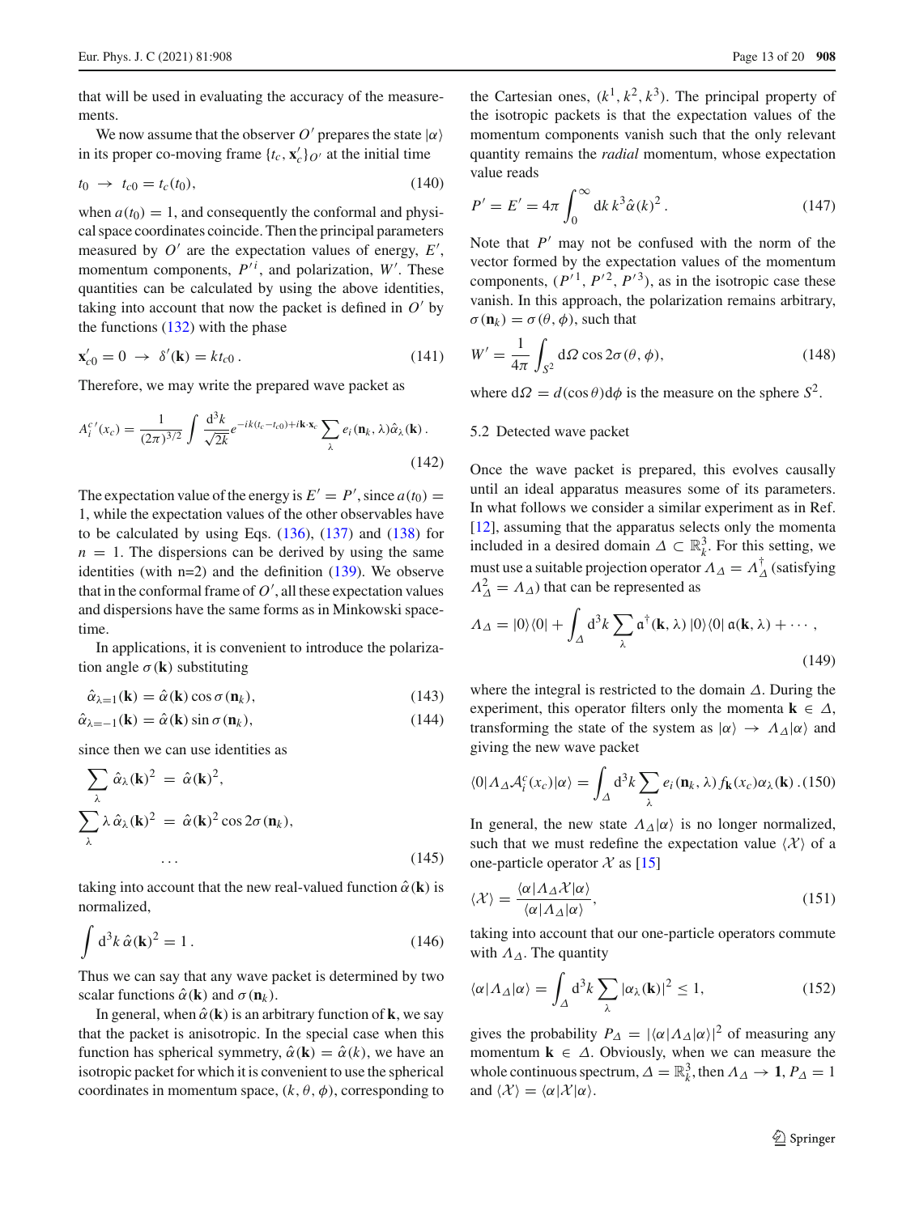that will be used in evaluating the accuracy of the measurements.

We now assume that the observer $O'$ prepares the state $|\alpha\rangle$ in its proper co-moving frame $\{t_c, \mathbf{x}'_c\}_{O'}$ at the initial time

$$t_0 \;\to\; t_{c0} = t_c(t_0), \tag{140}$$

when $a(t_0) = 1$, and consequently the conformal and physical space coordinates coincide. Then the principal parameters measured by $O'$ are the expectation values of energy, $E'$, momentum components, $P'^i$, and polarization, $W'$. These quantities can be calculated by using the above identities, taking into account that now the packet is defined in $O'$ by the functions (132) with the phase

$$\mathbf{x}'_{c0} = 0 \;\to\; \delta'(\mathbf{k}) = k t_{c0}\,. \tag{141}$$

Therefore, we may write the prepared wave packet as

$$A_i^{c\,\prime}(x_c) = \frac{1}{(2\pi)^{3/2}}\int \frac{d^3k}{\sqrt{2k}}e^{-ik(t_c - t_{c0}) + i\mathbf{k}\cdot\mathbf{x}_c}\sum_\lambda e_i(\mathbf{n}_k,\lambda)\hat{\alpha}_\lambda(\mathbf{k})\,. \tag{142}$$

The expectation value of the energy is $E' = P'$, since $a(t_0) = 1$, while the expectation values of the other observables have to be calculated by using Eqs. (136), (137) and (138) for $n = 1$. The dispersions can be derived by using the same identities (with n=2) and the definition (139). We observe that in the conformal frame of $O'$, all these expectation values and dispersions have the same forms as in Minkowski spacetime.

In applications, it is convenient to introduce the polarization angle $\sigma(\mathbf{k})$ substituting

$$\hat{\alpha}_{\lambda=1}(\mathbf{k}) = \hat{\alpha}(\mathbf{k})\cos\sigma(\mathbf{n}_k), \tag{143}$$

$$\hat{\alpha}_{\lambda=-1}(\mathbf{k}) = \hat{\alpha}(\mathbf{k})\sin\sigma(\mathbf{n}_k), \tag{144}$$

since then we can use identities as

$$\begin{aligned}\sum_\lambda \hat{\alpha}_\lambda(\mathbf{k})^2 &= \hat{\alpha}(\mathbf{k})^2,\\ \sum_\lambda \lambda\,\hat{\alpha}_\lambda(\mathbf{k})^2 &= \hat{\alpha}(\mathbf{k})^2\cos 2\sigma(\mathbf{n}_k),\\ &\cdots\end{aligned} \tag{145}$$

taking into account that the new real-valued function $\hat{\alpha}(\mathbf{k})$ is normalized,

$$\int d^3k\,\hat{\alpha}(\mathbf{k})^2 = 1\,. \tag{146}$$

Thus we can say that any wave packet is determined by two scalar functions $\hat{\alpha}(\mathbf{k})$ and $\sigma(\mathbf{n}_k)$.

In general, when $\hat{\alpha}(\mathbf{k})$ is an arbitrary function of $\mathbf{k}$, we say that the packet is anisotropic. In the special case when this function has spherical symmetry, $\hat{\alpha}(\mathbf{k}) = \hat{\alpha}(k)$, we have an isotropic packet for which it is convenient to use the spherical coordinates in momentum space, $(k, \theta, \phi)$, corresponding to the Cartesian ones, $(k^1, k^2, k^3)$. The principal property of the isotropic packets is that the expectation values of the momentum components vanish such that the only relevant quantity remains the *radial* momentum, whose expectation value reads

$$P' = E' = 4\pi\int_0^\infty dk\,k^3\hat{\alpha}(k)^2\,. \tag{147}$$

Note that $P'$ may not be confused with the norm of the vector formed by the expectation values of the momentum components, $(P'^1, P'^2, P'^3)$, as in the isotropic case these vanish. In this approach, the polarization remains arbitrary, $\sigma(\mathbf{n}_k) = \sigma(\theta,\phi)$, such that

$$W' = \frac{1}{4\pi}\int_{S^2} d\Omega\,\cos 2\sigma(\theta,\phi), \tag{148}$$

where $d\Omega = d(\cos\theta)d\phi$ is the measure on the sphere $S^2$.

## 5.2 Detected wave packet

Once the wave packet is prepared, this evolves causally until an ideal apparatus measures some of its parameters. In what follows we consider a similar experiment as in Ref. [12], assuming that the apparatus selects only the momenta included in a desired domain $\Delta \subset \mathbb{R}^3_k$. For this setting, we must use a suitable projection operator $\Lambda_\Delta = \Lambda_\Delta^\dagger$ (satisfying $\Lambda_\Delta^2 = \Lambda_\Delta$) that can be represented as

$$\Lambda_\Delta = |0\rangle\langle 0| + \int_\Delta d^3k\sum_\lambda \mathfrak{a}^\dagger(\mathbf{k},\lambda)\,|0\rangle\langle 0|\,\mathfrak{a}(\mathbf{k},\lambda) + \cdots\,, \tag{149}$$

where the integral is restricted to the domain $\Delta$. During the experiment, this operator filters only the momenta $\mathbf{k} \in \Delta$, transforming the state of the system as $|\alpha\rangle \to \Lambda_\Delta|\alpha\rangle$ and giving the new wave packet

$$\langle 0|\Lambda_\Delta \mathcal{A}_i^c(x_c)|\alpha\rangle = \int_\Delta d^3k\sum_\lambda e_i(\mathbf{n}_k,\lambda)\,f_{\mathbf{k}}(x_c)\alpha_\lambda(\mathbf{k})\,. \tag{150}$$

In general, the new state $\Lambda_\Delta|\alpha\rangle$ is no longer normalized, such that we must redefine the expectation value $\langle\mathcal{X}\rangle$ of a one-particle operator $\mathcal{X}$ as [15]

$$\langle\mathcal{X}\rangle = \frac{\langle\alpha|\Lambda_\Delta\mathcal{X}|\alpha\rangle}{\langle\alpha|\Lambda_\Delta|\alpha\rangle}, \tag{151}$$

taking into account that our one-particle operators commute with $\Lambda_\Delta$. The quantity

$$\langle\alpha|\Lambda_\Delta|\alpha\rangle = \int_\Delta d^3k\sum_\lambda|\alpha_\lambda(\mathbf{k})|^2 \le 1, \tag{152}$$

gives the probability $P_\Delta = |\langle\alpha|\Lambda_\Delta|\alpha\rangle|^2$ of measuring any momentum $\mathbf{k} \in \Delta$. Obviously, when we can measure the whole continuous spectrum, $\Delta = \mathbb{R}^3_k$, then $\Lambda_\Delta \to \mathbf{1}$, $P_\Delta = 1$ and $\langle\mathcal{X}\rangle = \langle\alpha|\mathcal{X}|\alpha\rangle$.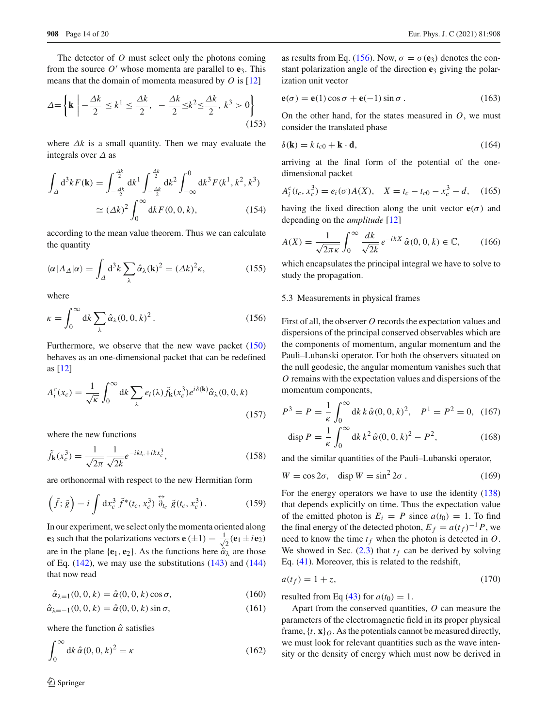The detector of $O$ must select only the photons coming from the source $O'$ whose momenta are parallel to $\mathbf{e}_3$. This means that the domain of momenta measured by $O$ is [12]

$$\Delta = \left\{ \mathbf{k} \,\middle|\, -\frac{\Delta k}{2} \le k^1 \le \frac{\Delta k}{2}, \; -\frac{\Delta k}{2} \le k^2 \le \frac{\Delta k}{2}, \; k^3 > 0 \right\} \tag{153}$$

where $\Delta k$ is a small quantity. Then we may evaluate the integrals over $\Delta$ as

$$\int_\Delta d^3k\, F(\mathbf{k}) = \int_{-\frac{\Delta k}{2}}^{\frac{\Delta k}{2}} dk^1 \int_{-\frac{\Delta k}{2}}^{\frac{\Delta k}{2}} dk^2 \int_{-\infty}^{0} dk^3\, F(k^1, k^2, k^3) \simeq (\Delta k)^2 \int_0^\infty dk\, F(0,0,k), \tag{154}$$

according to the mean value theorem. Thus we can calculate the quantity

$$\langle \alpha | \Lambda_\Delta | \alpha \rangle = \int_\Delta d^3k \sum_\lambda \hat{\alpha}_\lambda(\mathbf{k})^2 = (\Delta k)^2 \kappa, \tag{155}$$

where

$$\kappa = \int_0^\infty dk \sum_\lambda \hat{\alpha}_\lambda(0,0,k)^2 . \tag{156}$$

Furthermore, we observe that the new wave packet (150) behaves as an one-dimensional packet that can be redefined as [12]

$$A_i^c(x_c) = \frac{1}{\sqrt{\kappa}} \int_0^\infty dk \sum_\lambda e_i(\lambda) \tilde{f}_\mathbf{k}(x_c^3) e^{i\delta(\mathbf{k})} \hat{\alpha}_\lambda(0,0,k) \tag{157}$$

where the new functions

$$\tilde{f}_\mathbf{k}(x_c^3) = \frac{1}{\sqrt{2\pi}} \frac{1}{\sqrt{2k}} e^{-ikt_c + ikx_c^3}, \tag{158}$$

are orthonormal with respect to the new Hermitian form

$$\left( \tilde{f}; \tilde{g} \right) = i \int dx_c^3\, \tilde{f}^*(t_c, x_c^3) \overset{\leftrightarrow}{\partial}_{t_c} \tilde{g}(t_c, x_c^3) . \tag{159}$$

In our experiment, we select only the momenta oriented along $\mathbf{e}_3$ such that the polarizations vectors $\mathbf{e}(\pm 1) = \frac{1}{\sqrt{2}}(\mathbf{e}_1 \pm i\mathbf{e}_2)$ are in the plane $\{\mathbf{e}_1, \mathbf{e}_2\}$. As the functions here $\hat{\alpha}_\lambda$ are those of Eq. (142), we may use the substitutions (143) and (144) that now read

$$\hat{\alpha}_{\lambda=1}(0,0,k) = \hat{\alpha}(0,0,k) \cos\sigma, \tag{160}$$

$$\hat{\alpha}_{\lambda=-1}(0,0,k) = \hat{\alpha}(0,0,k) \sin\sigma, \tag{161}$$

where the function $\hat{\alpha}$ satisfies

$$\int_0^\infty dk\, \hat{\alpha}(0,0,k)^2 = \kappa \tag{162}$$

as results from Eq. (156). Now, $\sigma = \sigma(\mathbf{e}_3)$ denotes the constant polarization angle of the direction $\mathbf{e}_3$ giving the polarization unit vector

$$\mathbf{e}(\sigma) = \mathbf{e}(1) \cos\sigma + \mathbf{e}(-1) \sin\sigma . \tag{163}$$

On the other hand, for the states measured in $O$, we must consider the translated phase

$$\delta(\mathbf{k}) = k\, t_{c0} + \mathbf{k} \cdot \mathbf{d}, \tag{164}$$

arriving at the final form of the potential of the one-dimensional packet

$$A_i^c(t_c, x_c^3) = e_i(\sigma) A(X), \quad X = t_c - t_{c0} - x_c^3 - d, \tag{165}$$

having the fixed direction along the unit vector $\mathbf{e}(\sigma)$ and depending on the *amplitude* [12]

$$A(X) = \frac{1}{\sqrt{2\pi\kappa}} \int_0^\infty \frac{dk}{\sqrt{2k}} e^{-ikX} \hat{\alpha}(0,0,k) \in \mathbb{C}, \tag{166}$$

which encapsulates the principal integral we have to solve to study the propagation.

### 5.3 Measurements in physical frames

First of all, the observer $O$ records the expectation values and dispersions of the principal conserved observables which are the components of momentum, angular momentum and the Pauli–Lubanski operator. For both the observers situated on the null geodesic, the angular momentum vanishes such that $O$ remains with the expectation values and dispersions of the momentum components,

$$P^3 = P = \frac{1}{\kappa} \int_0^\infty dk\, k\, \hat{\alpha}(0,0,k)^2, \quad P^1 = P^2 = 0, \tag{167}$$

$$\text{disp}\, P = \frac{1}{\kappa} \int_0^\infty dk\, k^2\, \hat{\alpha}(0,0,k)^2 - P^2, \tag{168}$$

and the similar quantities of the Pauli–Lubanski operator,

$$W = \cos 2\sigma, \quad \text{disp}\, W = \sin^2 2\sigma . \tag{169}$$

For the energy operators we have to use the identity (138) that depends explicitly on time. Thus the expectation value of the emitted photon is $E_i = P$ since $a(t_0) = 1$. To find the final energy of the detected photon, $E_f = a(t_f)^{-1} P$, we need to know the time $t_f$ when the photon is detected in $O$. We showed in Sec. (2.3) that $t_f$ can be derived by solving Eq. (41). Moreover, this is related to the redshift,

$$a(t_f) = 1 + z, \tag{170}$$

resulted from Eq (43) for $a(t_0) = 1$.

Apart from the conserved quantities, $O$ can measure the parameters of the electromagnetic field in its proper physical frame, $\{t, \mathbf{x}\}_O$. As the potentials cannot be measured directly, we must look for relevant quantities such as the wave intensity or the density of energy which must now be derived in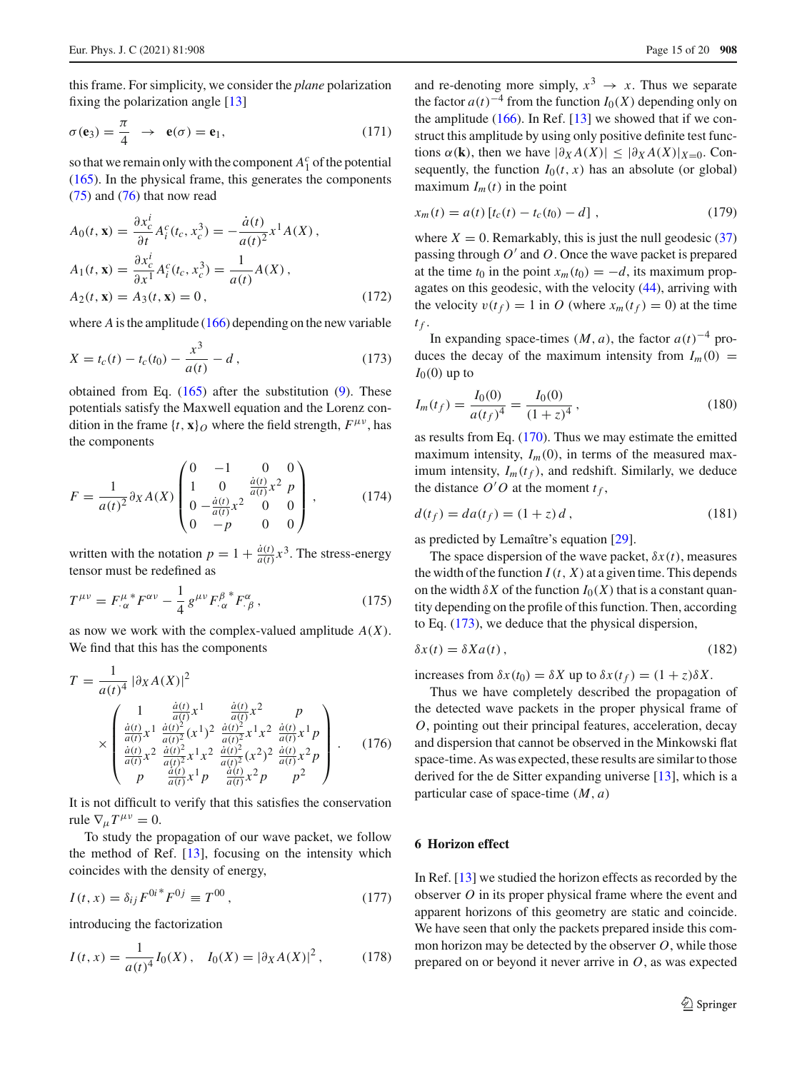this frame. For simplicity, we consider the *plane* polarization fixing the polarization angle [13]

$$\sigma(\mathbf{e}_3) = \frac{\pi}{4} \quad \rightarrow \quad \mathbf{e}(\sigma) = \mathbf{e}_1, \tag{171}$$

so that we remain only with the component $A_1^c$ of the potential (165). In the physical frame, this generates the components (75) and (76) that now read

$$\begin{aligned}
A_0(t, \mathbf{x}) &= \frac{\partial x_c^i}{\partial t} A_i^c(t_c, x_c^3) = -\frac{\dot{a}(t)}{a(t)^2} x^1 A(X), \\
A_1(t, \mathbf{x}) &= \frac{\partial x_c^i}{\partial x^1} A_i^c(t_c, x_c^3) = \frac{1}{a(t)} A(X), \\
A_2(t, \mathbf{x}) &= A_3(t, \mathbf{x}) = 0,
\end{aligned} \tag{172}$$

where $A$ is the amplitude (166) depending on the new variable

$$X = t_c(t) - t_c(t_0) - \frac{x^3}{a(t)} - d, \tag{173}$$

obtained from Eq. (165) after the substitution (9). These potentials satisfy the Maxwell equation and the Lorenz condition in the frame $\{t, \mathbf{x}\}_O$ where the field strength, $F^{\mu\nu}$, has the components

$$F = \frac{1}{a(t)^2} \partial_X A(X) \begin{pmatrix} 0 & -1 & 0 & 0 \\ 1 & 0 & \frac{\dot{a}(t)}{a(t)} x^2 & p \\ 0 & -\frac{\dot{a}(t)}{a(t)} x^2 & 0 & 0 \\ 0 & -p & 0 & 0 \end{pmatrix}, \tag{174}$$

written with the notation $p = 1 + \frac{\dot{a}(t)}{a(t)} x^3$. The stress-energy tensor must be redefined as

$$T^{\mu\nu} = F^{\mu}_{\cdot\,\alpha}{}^* F^{\alpha\nu} - \frac{1}{4} g^{\mu\nu} F^{\beta}_{\cdot\,\alpha}{}^* F^{\alpha}_{\cdot\,\beta}, \tag{175}$$

as now we work with the complex-valued amplitude $A(X)$. We find that this has the components

$$T = \frac{1}{a(t)^4} |\partial_X A(X)|^2 \times \begin{pmatrix} 1 & \frac{\dot{a}(t)}{a(t)} x^1 & \frac{\dot{a}(t)}{a(t)} x^2 & p \\ \frac{\dot{a}(t)}{a(t)} x^1 & \frac{\dot{a}(t)^2}{a(t)^2} (x^1)^2 & \frac{\dot{a}(t)^2}{a(t)^2} x^1 x^2 & \frac{\dot{a}(t)}{a(t)} x^1 p \\ \frac{\dot{a}(t)}{a(t)} x^2 & \frac{\dot{a}(t)^2}{a(t)^2} x^1 x^2 & \frac{\dot{a}(t)^2}{a(t)^2} (x^2)^2 & \frac{\dot{a}(t)}{a(t)} x^2 p \\ p & \frac{\dot{a}(t)}{a(t)} x^1 p & \frac{\dot{a}(t)}{a(t)} x^2 p & p^2 \end{pmatrix}. \tag{176}$$

It is not difficult to verify that this satisfies the conservation rule $\nabla_\mu T^{\mu\nu} = 0$.

To study the propagation of our wave packet, we follow the method of Ref. [13], focusing on the intensity which coincides with the density of energy,

$$I(t, x) = \delta_{ij} F^{0i*} F^{0j} \equiv T^{00}, \tag{177}$$

introducing the factorization

$$I(t, x) = \frac{1}{a(t)^4} I_0(X), \quad I_0(X) = |\partial_X A(X)|^2, \tag{178}$$

and re-denoting more simply, $x^3 \rightarrow x$. Thus we separate the factor $a(t)^{-4}$ from the function $I_0(X)$ depending only on the amplitude (166). In Ref. [13] we showed that if we construct this amplitude by using only positive definite test functions $\alpha(\mathbf{k})$, then we have $|\partial_X A(X)| \leq |\partial_X A(X)|_{X=0}$. Consequently, the function $I_0(t, x)$ has an absolute (or global) maximum $I_m(t)$ in the point

$$x_m(t) = a(t)\left[t_c(t) - t_c(t_0) - d\right], \tag{179}$$

where $X = 0$. Remarkably, this is just the null geodesic (37) passing through $O'$ and $O$. Once the wave packet is prepared at the time $t_0$ in the point $x_m(t_0) = -d$, its maximum propagates on this geodesic, with the velocity (44), arriving with the velocity $v(t_f) = 1$ in $O$ (where $x_m(t_f) = 0$) at the time $t_f$.

In expanding space-times $(M, a)$, the factor $a(t)^{-4}$ produces the decay of the maximum intensity from $I_m(0) = I_0(0)$ up to

$$I_m(t_f) = \frac{I_0(0)}{a(t_f)^4} = \frac{I_0(0)}{(1+z)^4}, \tag{180}$$

as results from Eq. (170). Thus we may estimate the emitted maximum intensity, $I_m(0)$, in terms of the measured maximum intensity, $I_m(t_f)$, and redshift. Similarly, we deduce the distance $O'O$ at the moment $t_f$,

$$d(t_f) = d a(t_f) = (1+z)\, d, \tag{181}$$

as predicted by Lemaître's equation [29].

The space dispersion of the wave packet, $\delta x(t)$, measures the width of the function $I(t, X)$ at a given time. This depends on the width $\delta X$ of the function $I_0(X)$ that is a constant quantity depending on the profile of this function. Then, according to Eq. (173), we deduce that the physical dispersion,

$$\delta x(t) = \delta X a(t), \tag{182}$$

increases from $\delta x(t_0) = \delta X$ up to $\delta x(t_f) = (1+z)\delta X$.

Thus we have completely described the propagation of the detected wave packets in the proper physical frame of $O$, pointing out their principal features, acceleration, decay and dispersion that cannot be observed in the Minkowski flat space-time. As was expected, these results are similar to those derived for the de Sitter expanding universe [13], which is a particular case of space-time $(M, a)$

## 6 Horizon effect

In Ref. [13] we studied the horizon effects as recorded by the observer $O$ in its proper physical frame where the event and apparent horizons of this geometry are static and coincide. We have seen that only the packets prepared inside this common horizon may be detected by the observer $O$, while those prepared on or beyond it never arrive in $O$, as was expected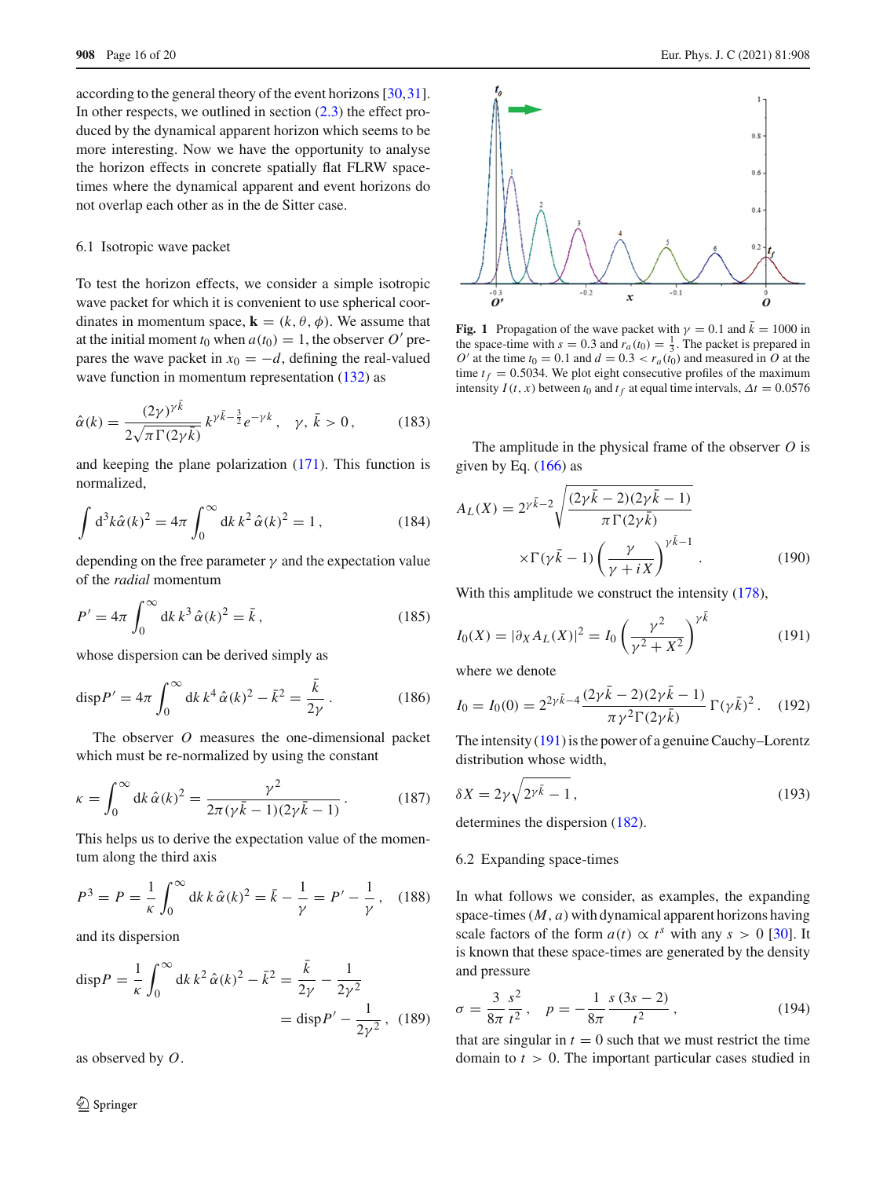according to the general theory of the event horizons [30,31]. In other respects, we outlined in section (2.3) the effect produced by the dynamical apparent horizon which seems to be more interesting. Now we have the opportunity to analyse the horizon effects in concrete spatially flat FLRW spacetimes where the dynamical apparent and event horizons do not overlap each other as in the de Sitter case.

### 6.1 Isotropic wave packet

To test the horizon effects, we consider a simple isotropic wave packet for which it is convenient to use spherical coordinates in momentum space, $\mathbf{k} = (k, \theta, \phi)$. We assume that at the initial moment $t_0$ when $a(t_0) = 1$, the observer $O'$ prepares the wave packet in $x_0 = -d$, defining the real-valued wave function in momentum representation (132) as

$$\hat{\alpha}(k) = \frac{(2\gamma)^{\gamma\bar{k}}}{2\sqrt{\pi\Gamma(2\gamma\bar{k})}}\, k^{\gamma\bar{k}-\frac{3}{2}} e^{-\gamma k}\,, \quad \gamma,\, \bar{k} > 0\,, \tag{183}$$

and keeping the plane polarization (171). This function is normalized,

$$\int d^3k \hat{\alpha}(k)^2 = 4\pi \int_0^\infty dk\, k^2\, \hat{\alpha}(k)^2 = 1\,, \tag{184}$$

depending on the free parameter $\gamma$ and the expectation value of the *radial* momentum

$$P' = 4\pi \int_0^\infty dk\, k^3\, \hat{\alpha}(k)^2 = \bar{k}\,, \tag{185}$$

whose dispersion can be derived simply as

$$\text{disp}P' = 4\pi \int_0^\infty dk\, k^4\, \hat{\alpha}(k)^2 - \bar{k}^2 = \frac{\bar{k}}{2\gamma}\,. \tag{186}$$

The observer $O$ measures the one-dimensional packet which must be re-normalized by using the constant

$$\kappa = \int_0^\infty dk\, \hat{\alpha}(k)^2 = \frac{\gamma^2}{2\pi(\gamma\bar{k}-1)(2\gamma\bar{k}-1)}\,. \tag{187}$$

This helps us to derive the expectation value of the momentum along the third axis

$$P^3 = P = \frac{1}{\kappa}\int_0^\infty dk\, k\, \hat{\alpha}(k)^2 = \bar{k} - \frac{1}{\gamma} = P' - \frac{1}{\gamma}\,, \tag{188}$$

and its dispersion

$$\text{disp}P = \frac{1}{\kappa}\int_0^\infty dk\, k^2\, \hat{\alpha}(k)^2 - \bar{k}^2 = \frac{\bar{k}}{2\gamma} - \frac{1}{2\gamma^2} = \text{disp}P' - \frac{1}{2\gamma^2}\,, \tag{189}$$

as observed by $O$.

**Fig. 1** Propagation of the wave packet with $\gamma = 0.1$ and $\bar{k} = 1000$ in the space-time with $s = 0.3$ and $r_a(t_0) = \frac{1}{3}$. The packet is prepared in $O'$ at the time $t_0 = 0.1$ and $d = 0.3 < r_a(t_0)$ and measured in $O$ at the time $t_f = 0.5034$. We plot eight consecutive profiles of the maximum intensity $I(t, x)$ between $t_0$ and $t_f$ at equal time intervals, $\Delta t = 0.0576$

The amplitude in the physical frame of the observer $O$ is given by Eq. (166) as

$$A_L(X) = 2^{\gamma\bar{k}-2}\sqrt{\frac{(2\gamma\bar{k}-2)(2\gamma\bar{k}-1)}{\pi\Gamma(2\gamma\bar{k})}} \times\Gamma(\gamma\bar{k}-1)\left(\frac{\gamma}{\gamma+iX}\right)^{\gamma\bar{k}-1}\,. \tag{190}$$

With this amplitude we construct the intensity (178),

$$I_0(X) = |\partial_X A_L(X)|^2 = I_0\left(\frac{\gamma^2}{\gamma^2+X^2}\right)^{\gamma\bar{k}} \tag{191}$$

where we denote

$$I_0 = I_0(0) = 2^{2\gamma\bar{k}-4}\frac{(2\gamma\bar{k}-2)(2\gamma\bar{k}-1)}{\pi\gamma^2\Gamma(2\gamma\bar{k})}\Gamma(\gamma\bar{k})^2\,. \tag{192}$$

The intensity (191) is the power of a genuine Cauchy–Lorentz distribution whose width,

$$\delta X = 2\gamma\sqrt{2^{\gamma\bar{k}}-1}\,, \tag{193}$$

determines the dispersion (182).

### 6.2 Expanding space-times

In what follows we consider, as examples, the expanding space-times $(M, a)$ with dynamical apparent horizons having scale factors of the form $a(t) \propto t^s$ with any $s > 0$ [30]. It is known that these space-times are generated by the density and pressure

$$\sigma = \frac{3}{8\pi}\frac{s^2}{t^2}\,, \quad p = -\frac{1}{8\pi}\frac{s\,(3s-2)}{t^2}\,, \tag{194}$$

that are singular in $t = 0$ such that we must restrict the time domain to $t > 0$. The important particular cases studied in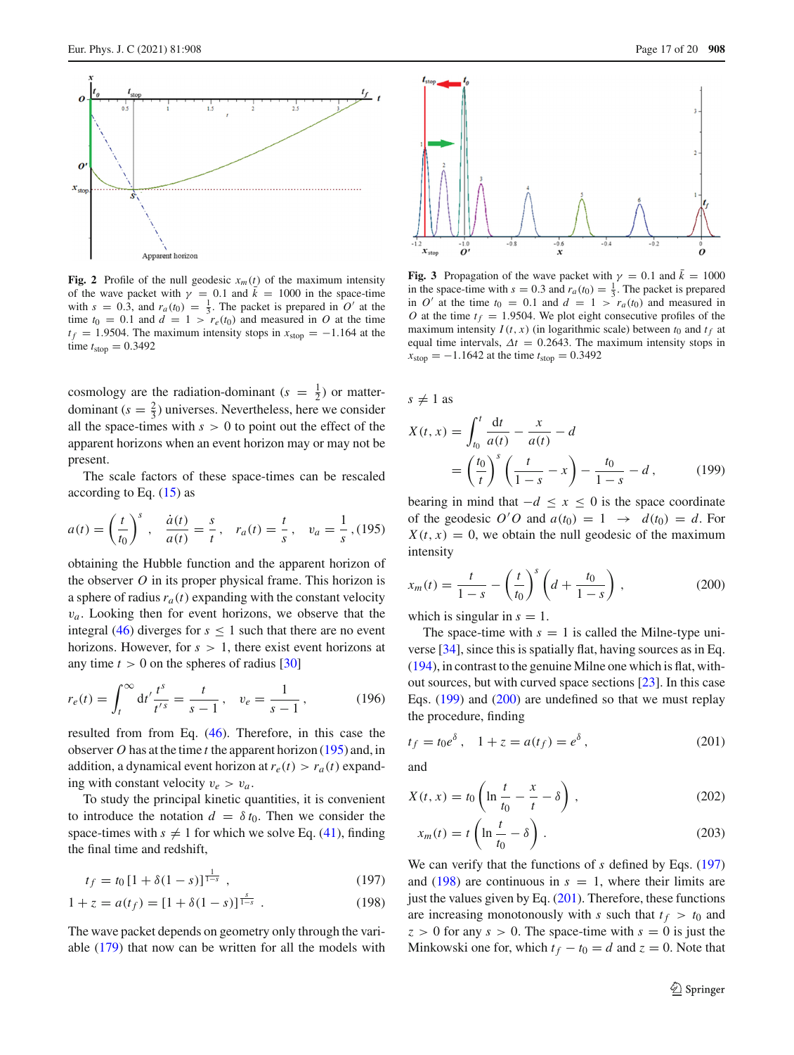Fig. 2 Profile of the null geodesic $x_m(t)$ of the maximum intensity of the wave packet with $\gamma = 0.1$ and $\bar{k} = 1000$ in the space-time with $s = 0.3$, and $r_a(t_0) = \frac{1}{3}$. The packet is prepared in $O'$ at the time $t_0 = 0.1$ and $d = 1 > r_e(t_0)$ and measured in $O$ at the time $t_f = 1.9504$. The maximum intensity stops in $x_{\rm stop} = -1.164$ at the time $t_{\rm stop} = 0.3492$

Fig. 3 Propagation of the wave packet with $\gamma = 0.1$ and $\bar{k} = 1000$ in the space-time with $s = 0.3$ and $r_a(t_0) = \frac{1}{3}$. The packet is prepared in $O'$ at the time $t_0 = 0.1$ and $d = 1 > r_a(t_0)$ and measured in $O$ at the time $t_f = 1.9504$. We plot eight consecutive profiles of the maximum intensity $I(t, x)$ (in logarithmic scale) between $t_0$ and $t_f$ at equal time intervals, $\Delta t = 0.2643$. The maximum intensity stops in $x_{\rm stop} = -1.1642$ at the time $t_{\rm stop} = 0.3492$

cosmology are the radiation-dominant ($s = \frac{1}{2}$) or matter-dominant ($s = \frac{2}{3}$) universes. Nevertheless, here we consider all the space-times with $s > 0$ to point out the effect of the apparent horizons when an event horizon may or may not be present.

The scale factors of these space-times can be rescaled according to Eq. (15) as

$$a(t) = \left(\frac{t}{t_0}\right)^s, \quad \frac{\dot{a}(t)}{a(t)} = \frac{s}{t}, \quad r_a(t) = \frac{t}{s}, \quad v_a = \frac{1}{s}, \tag{195}$$

obtaining the Hubble function and the apparent horizon of the observer $O$ in its proper physical frame. This horizon is a sphere of radius $r_a(t)$ expanding with the constant velocity $v_a$. Looking then for event horizons, we observe that the integral (46) diverges for $s \le 1$ such that there are no event horizons. However, for $s > 1$, there exist event horizons at any time $t > 0$ on the spheres of radius [30]

$$r_e(t) = \int_t^{\infty} dt' \frac{t^s}{t'^s} = \frac{t}{s-1}, \quad v_e = \frac{1}{s-1}, \tag{196}$$

resulted from from Eq. (46). Therefore, in this case the observer $O$ has at the time $t$ the apparent horizon (195) and, in addition, a dynamical event horizon at $r_e(t) > r_a(t)$ expanding with constant velocity $v_e > v_a$.

To study the principal kinetic quantities, it is convenient to introduce the notation $d = \delta\, t_0$. Then we consider the space-times with $s \ne 1$ for which we solve Eq. (41), finding the final time and redshift,

$$t_f = t_0 \left[1 + \delta(1-s)\right]^{\frac{1}{1-s}}, \tag{197}$$

$$1 + z = a(t_f) = \left[1 + \delta(1-s)\right]^{\frac{s}{1-s}}. \tag{198}$$

The wave packet depends on geometry only through the variable (179) that now can be written for all the models with $s \ne 1$ as

$$X(t, x) = \int_{t_0}^{t} \frac{dt}{a(t)} - \frac{x}{a(t)} - d$$
$$= \left(\frac{t_0}{t}\right)^s \left(\frac{t}{1-s} - x\right) - \frac{t_0}{1-s} - d, \tag{199}$$

bearing in mind that $-d \le x \le 0$ is the space coordinate of the geodesic $O'O$ and $a(t_0) = 1 \;\to\; d(t_0) = d$. For $X(t, x) = 0$, we obtain the null geodesic of the maximum intensity

$$x_m(t) = \frac{t}{1-s} - \left(\frac{t}{t_0}\right)^s \left(d + \frac{t_0}{1-s}\right), \tag{200}$$

which is singular in $s = 1$.

The space-time with $s = 1$ is called the Milne-type universe [34], since this is spatially flat, having sources as in Eq. (194), in contrast to the genuine Milne one which is flat, without sources, but with curved space sections [23]. In this case Eqs. (199) and (200) are undefined so that we must replay the procedure, finding

$$t_f = t_0 e^{\delta}, \quad 1 + z = a(t_f) = e^{\delta}, \tag{201}$$

and

$$X(t, x) = t_0 \left(\ln \frac{t}{t_0} - \frac{x}{t} - \delta\right), \tag{202}$$

$$x_m(t) = t \left(\ln \frac{t}{t_0} - \delta\right). \tag{203}$$

We can verify that the functions of $s$ defined by Eqs. (197) and (198) are continuous in $s = 1$, where their limits are just the values given by Eq. (201). Therefore, these functions are increasing monotonously with $s$ such that $t_f > t_0$ and $z > 0$ for any $s > 0$. The space-time with $s = 0$ is just the Minkowski one for, which $t_f - t_0 = d$ and $z = 0$. Note that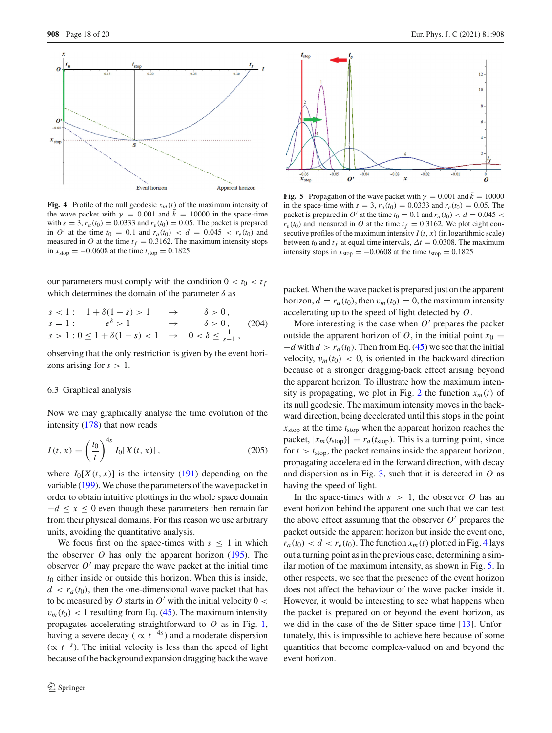**Fig. 4** Profile of the null geodesic $x_m(t)$ of the maximum intensity of the wave packet with $\gamma = 0.001$ and $\bar{k} = 10000$ in the space-time with $s = 3$, $r_a(t_0) = 0.0333$ and $r_e(t_0) = 0.05$. The packet is prepared in $O'$ at the time $t_0 = 0.1$ and $r_a(t_0) < d = 0.045 < r_e(t_0)$ and measured in $O$ at the time $t_f = 0.3162$. The maximum intensity stops in $x_{\text{stop}} = -0.0608$ at the time $t_{\text{stop}} = 0.1825$

**Fig. 5** Propagation of the wave packet with $\gamma = 0.001$ and $\bar{k} = 10000$ in the space-time with $s = 3$, $r_a(t_0) = 0.0333$ and $r_e(t_0) = 0.05$. The packet is prepared in $O'$ at the time $t_0 = 0.1$ and $r_a(t_0) < d = 0.045 < r_e(t_0)$ and measured in $O$ at the time $t_f = 0.3162$. We plot eight consecutive profiles of the maximum intensity $I(t, x)$ (in logarithmic scale) between $t_0$ and $t_f$ at equal time intervals, $\Delta t = 0.0308$. The maximum intensity stops in $x_{\text{stop}} = -0.0608$ at the time $t_{\text{stop}} = 0.1825$

our parameters must comply with the condition $0 < t_0 < t_f$ which determines the domain of the parameter $\delta$ as

$$
\begin{array}{llll}
s < 1: & 1 + \delta(1 - s) > 1 & \rightarrow & \delta > 0\,, \\
s = 1: & e^{\delta} > 1 & \rightarrow & \delta > 0\,, \\
s > 1: & 0 \le 1 + \delta(1 - s) < 1 & \rightarrow & 0 < \delta \le \frac{1}{s-1}\,,
\end{array}
\tag{204}
$$

observing that the only restriction is given by the event horizons arising for $s > 1$.

### 6.3 Graphical analysis

Now we may graphically analyse the time evolution of the intensity (178) that now reads

$$
I(t, x) = \left(\frac{t_0}{t}\right)^{4s} I_0[X(t, x)]\,,
\tag{205}
$$

where $I_0[X(t, x)]$ is the intensity (191) depending on the variable (199). We chose the parameters of the wave packet in order to obtain intuitive plottings in the whole space domain $-d \le x \le 0$ even though these parameters then remain far from their physical domains. For this reason we use arbitrary units, avoiding the quantitative analysis.

We focus first on the space-times with $s \le 1$ in which the observer $O$ has only the apparent horizon (195). The observer $O'$ may prepare the wave packet at the initial time $t_0$ either inside or outside this horizon. When this is inside, $d < r_a(t_0)$, then the one-dimensional wave packet that has to be measured by $O$ starts in $O'$ with the initial velocity $0 < v_m(t_0) < 1$ resulting from Eq. (45). The maximum intensity propagates accelerating straightforward to $O$ as in Fig. 1, having a severe decay ($\propto t^{-4s}$) and a moderate dispersion ($\propto t^{-s}$). The initial velocity is less than the speed of light because of the background expansion dragging back the wave packet. When the wave packet is prepared just on the apparent horizon, $d = r_a(t_0)$, then $v_m(t_0) = 0$, the maximum intensity accelerating up to the speed of light detected by $O$.

More interesting is the case when $O'$ prepares the packet outside the apparent horizon of $O$, in the initial point $x_0 = -d$ with $d > r_a(t_0)$. Then from Eq. (45) we see that the initial velocity, $v_m(t_0) < 0$, is oriented in the backward direction because of a stronger dragging-back effect arising beyond the apparent horizon. To illustrate how the maximum intensity is propagating, we plot in Fig. 2 the function $x_m(t)$ of its null geodesic. The maximum intensity moves in the backward direction, being decelerated until this stops in the point $x_{\text{stop}}$ at the time $t_{\text{stop}}$ when the apparent horizon reaches the packet, $|x_m(t_{\text{stop}})| = r_a(t_{\text{stop}})$. This is a turning point, since for $t > t_{\text{stop}}$, the packet remains inside the apparent horizon, propagating accelerated in the forward direction, with decay and dispersion as in Fig. 3, such that it is detected in $O$ as having the speed of light.

In the space-times with $s > 1$, the observer $O$ has an event horizon behind the apparent one such that we can test the above effect assuming that the observer $O'$ prepares the packet outside the apparent horizon but inside the event one, $r_a(t_0) < d < r_e(t_0)$. The function $x_m(t)$ plotted in Fig. 4 lays out a turning point as in the previous case, determining a similar motion of the maximum intensity, as shown in Fig. 5. In other respects, we see that the presence of the event horizon does not affect the behaviour of the wave packet inside it. However, it would be interesting to see what happens when the packet is prepared on or beyond the event horizon, as we did in the case of the de Sitter space-time [13]. Unfortunately, this is impossible to achieve here because of some quantities that become complex-valued on and beyond the event horizon.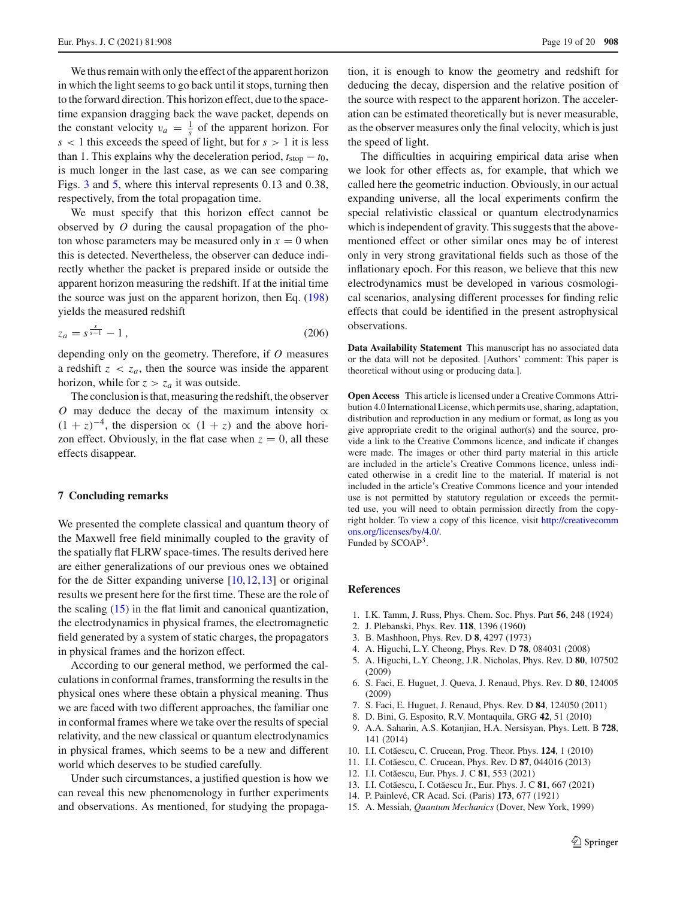We thus remain with only the effect of the apparent horizon in which the light seems to go back until it stops, turning then to the forward direction. This horizon effect, due to the space-time expansion dragging back the wave packet, depends on the constant velocity $v_a = \frac{1}{s}$ of the apparent horizon. For $s < 1$ this exceeds the speed of light, but for $s > 1$ it is less than 1. This explains why the deceleration period, $t_{\rm stop} - t_0$, is much longer in the last case, as we can see comparing Figs. 3 and 5, where this interval represents 0.13 and 0.38, respectively, from the total propagation time.

We must specify that this horizon effect cannot be observed by $O$ during the causal propagation of the photon whose parameters may be measured only in $x = 0$ when this is detected. Nevertheless, the observer can deduce indirectly whether the packet is prepared inside or outside the apparent horizon measuring the redshift. If at the initial time the source was just on the apparent horizon, then Eq. (198) yields the measured redshift

$$z_a = s^{\frac{s}{s-1}} - 1\,, \tag{206}$$

depending only on the geometry. Therefore, if $O$ measures a redshift $z < z_a$, then the source was inside the apparent horizon, while for $z > z_a$ it was outside.

The conclusion is that, measuring the redshift, the observer $O$ may deduce the decay of the maximum intensity $\propto (1+z)^{-4}$, the dispersion $\propto (1+z)$ and the above horizon effect. Obviously, in the flat case when $z = 0$, all these effects disappear.

## 7 Concluding remarks

We presented the complete classical and quantum theory of the Maxwell free field minimally coupled to the gravity of the spatially flat FLRW space-times. The results derived here are either generalizations of our previous ones we obtained for the de Sitter expanding universe [10,12,13] or original results we present here for the first time. These are the role of the scaling (15) in the flat limit and canonical quantization, the electrodynamics in physical frames, the electromagnetic field generated by a system of static charges, the propagators in physical frames and the horizon effect.

According to our general method, we performed the calculations in conformal frames, transforming the results in the physical ones where these obtain a physical meaning. Thus we are faced with two different approaches, the familiar one in conformal frames where we take over the results of special relativity, and the new classical or quantum electrodynamics in physical frames, which seems to be a new and different world which deserves to be studied carefully.

Under such circumstances, a justified question is how we can reveal this new phenomenology in further experiments and observations. As mentioned, for studying the propagation, it is enough to know the geometry and redshift for deducing the decay, dispersion and the relative position of the source with respect to the apparent horizon. The acceleration can be estimated theoretically but is never measurable, as the observer measures only the final velocity, which is just the speed of light.

The difficulties in acquiring empirical data arise when we look for other effects as, for example, that which we called here the geometric induction. Obviously, in our actual expanding universe, all the local experiments confirm the special relativistic classical or quantum electrodynamics which is independent of gravity. This suggests that the above-mentioned effect or other similar ones may be of interest only in very strong gravitational fields such as those of the inflationary epoch. For this reason, we believe that this new electrodynamics must be developed in various cosmological scenarios, analysing different processes for finding relic effects that could be identified in the present astrophysical observations.

**Data Availability Statement** This manuscript has no associated data or the data will not be deposited. [Authors' comment: This paper is theoretical without using or producing data.].

**Open Access** This article is licensed under a Creative Commons Attribution 4.0 International License, which permits use, sharing, adaptation, distribution and reproduction in any medium or format, as long as you give appropriate credit to the original author(s) and the source, provide a link to the Creative Commons licence, and indicate if changes were made. The images or other third party material in this article are included in the article's Creative Commons licence, unless indicated otherwise in a credit line to the material. If material is not included in the article's Creative Commons licence and your intended use is not permitted by statutory regulation or exceeds the permitted use, you will need to obtain permission directly from the copyright holder. To view a copy of this licence, visit http://creativecommons.org/licenses/by/4.0/.
Funded by SCOAP[3].

## References

1. I.K. Tamm, J. Russ, Phys. Chem. Soc. Phys. Part **56**, 248 (1924)
2. J. Plebanski, Phys. Rev. **118**, 1396 (1960)
3. B. Mashhoon, Phys. Rev. D **8**, 4297 (1973)
4. A. Higuchi, L.Y. Cheong, Phys. Rev. D **78**, 084031 (2008)
5. A. Higuchi, L.Y. Cheong, J.R. Nicholas, Phys. Rev. D **80**, 107502 (2009)
6. S. Faci, E. Huguet, J. Queva, J. Renaud, Phys. Rev. D **80**, 124005 (2009)
7. S. Faci, E. Huguet, J. Renaud, Phys. Rev. D **84**, 124050 (2011)
8. D. Bini, G. Esposito, R.V. Montaquila, GRG **42**, 51 (2010)
9. A.A. Saharin, A.S. Kotanjian, H.A. Nersisyan, Phys. Lett. B **728**, 141 (2014)
10. I.I. Cotăescu, C. Crucean, Prog. Theor. Phys. **124**, 1 (2010)
11. I.I. Cotăescu, C. Crucean, Phys. Rev. D **87**, 044016 (2013)
12. I.I. Cotăescu, Eur. Phys. J. C **81**, 553 (2021)
13. I.I. Cotăescu, I. Cotăescu Jr., Eur. Phys. J. C **81**, 667 (2021)
14. P. Painlevé, CR Acad. Sci. (Paris) **173**, 677 (1921)
15. A. Messiah, *Quantum Mechanics* (Dover, New York, 1999)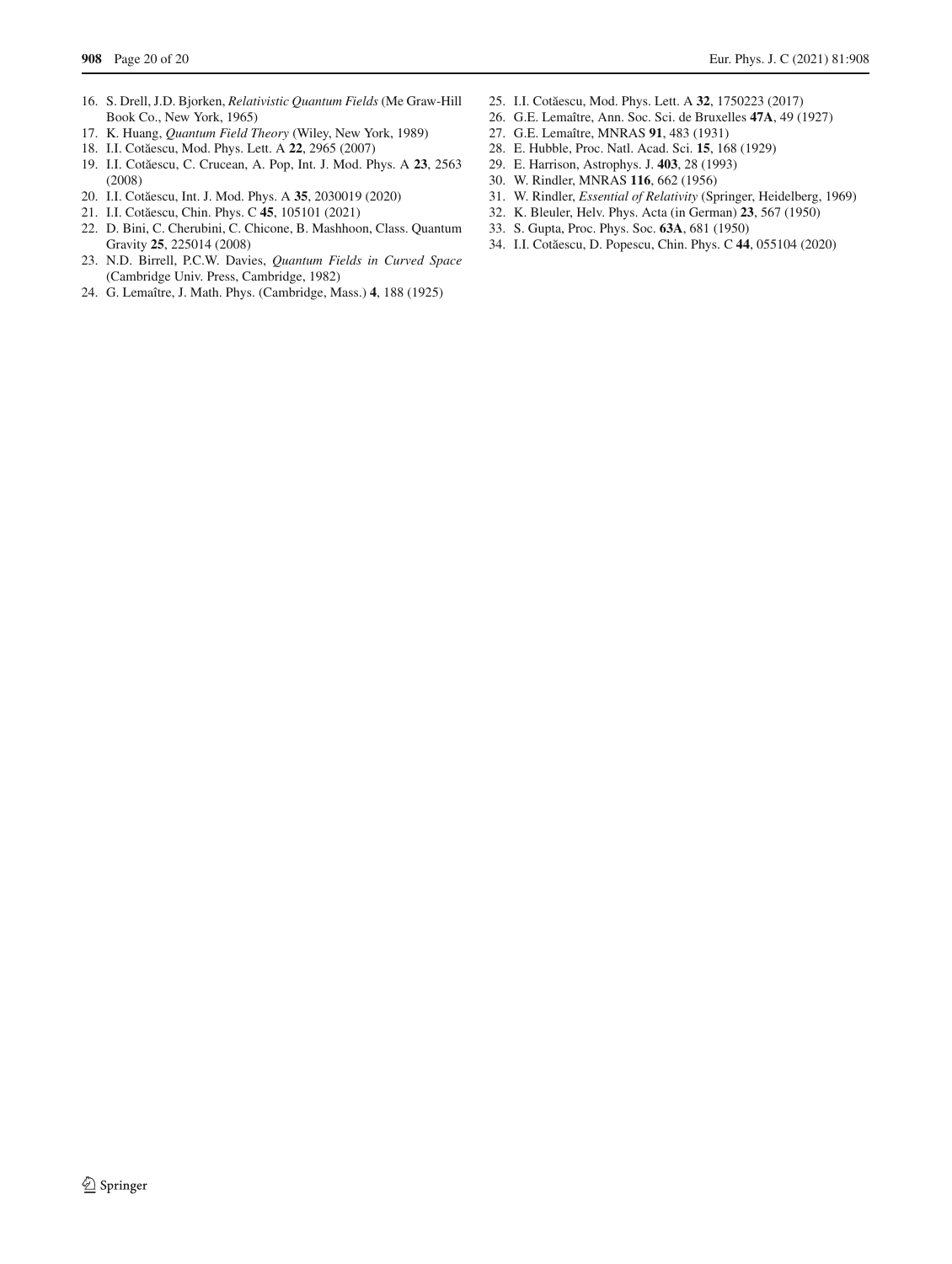16. S. Drell, J.D. Bjorken, *Relativistic Quantum Fields* (Me Graw-Hill Book Co., New York, 1965)
17. K. Huang, *Quantum Field Theory* (Wiley, New York, 1989)
18. I.I. Cotăescu, Mod. Phys. Lett. A **22**, 2965 (2007)
19. I.I. Cotăescu, C. Crucean, A. Pop, Int. J. Mod. Phys. A **23**, 2563 (2008)
20. I.I. Cotăescu, Int. J. Mod. Phys. A **35**, 2030019 (2020)
21. I.I. Cotăescu, Chin. Phys. C **45**, 105101 (2021)
22. D. Bini, C. Cherubini, C. Chicone, B. Mashhoon, Class. Quantum Gravity **25**, 225014 (2008)
23. N.D. Birrell, P.C.W. Davies, *Quantum Fields in Curved Space* (Cambridge Univ. Press, Cambridge, 1982)
24. G. Lemaître, J. Math. Phys. (Cambridge, Mass.) **4**, 188 (1925)
25. I.I. Cotăescu, Mod. Phys. Lett. A **32**, 1750223 (2017)
26. G.E. Lemaître, Ann. Soc. Sci. de Bruxelles **47A**, 49 (1927)
27. G.E. Lemaître, MNRAS **91**, 483 (1931)
28. E. Hubble, Proc. Natl. Acad. Sci. **15**, 168 (1929)
29. E. Harrison, Astrophys. J. **403**, 28 (1993)
30. W. Rindler, MNRAS **116**, 662 (1956)
31. W. Rindler, *Essential of Relativity* (Springer, Heidelberg, 1969)
32. K. Bleuler, Helv. Phys. Acta (in German) **23**, 567 (1950)
33. S. Gupta, Proc. Phys. Soc. **63A**, 681 (1950)
34. I.I. Cotăescu, D. Popescu, Chin. Phys. C **44**, 055104 (2020)